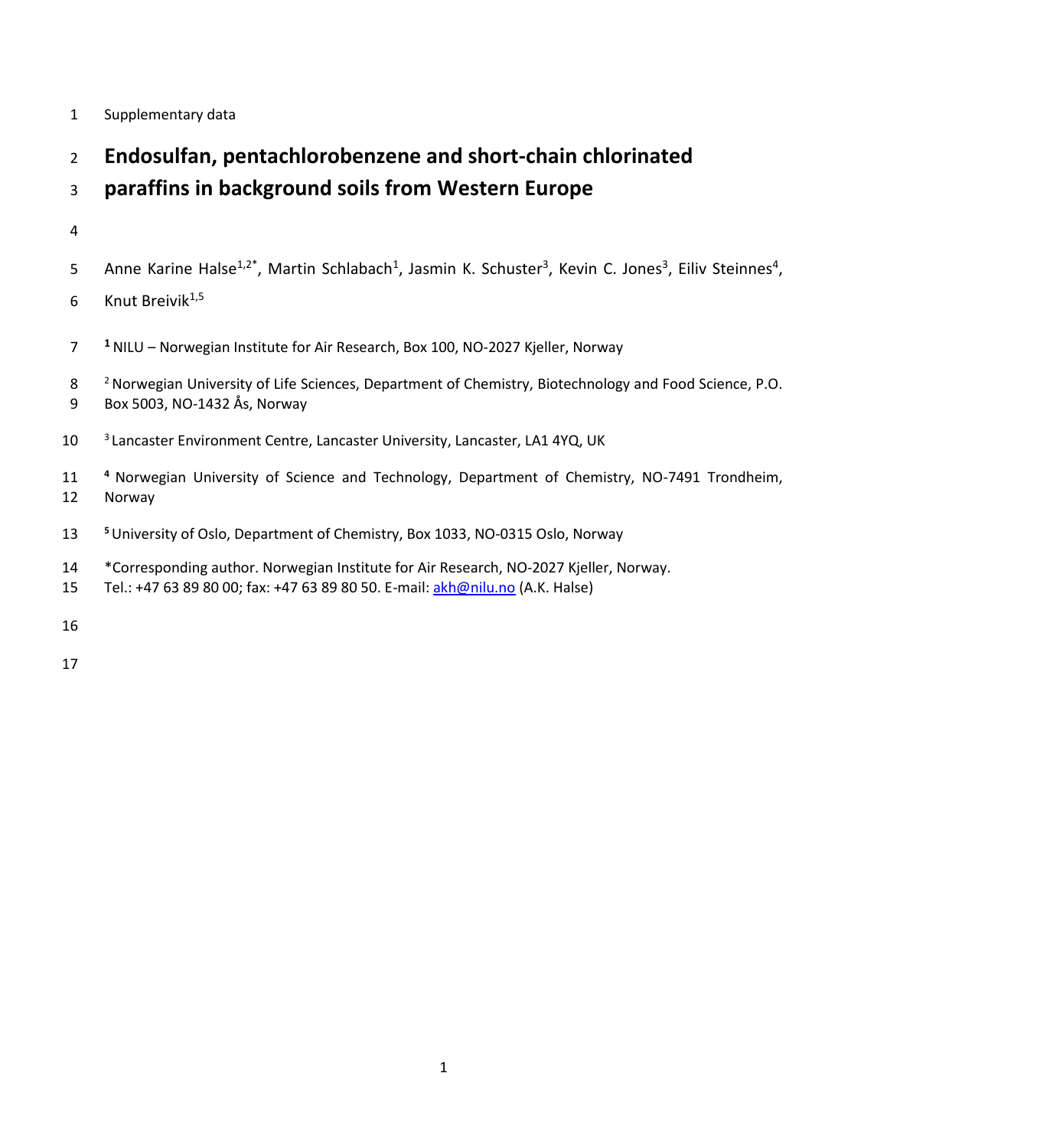Supplementary data

# Endosulfan, pentachlorobenzene and short-chain chlorinated paraffins in background soils from Western Europe

Anne Karine Halse[1,2*], Martin Schlabach[1], Jasmin K. Schuster[3], Kevin C. Jones[3], Eiliv Steinnes[4], Knut Breivik[1,5]

[1] NILU – Norwegian Institute for Air Research, Box 100, NO-2027 Kjeller, Norway

[2] Norwegian University of Life Sciences, Department of Chemistry, Biotechnology and Food Science, P.O. Box 5003, NO-1432 Ås, Norway

[3] Lancaster Environment Centre, Lancaster University, Lancaster, LA1 4YQ, UK

[4] Norwegian University of Science and Technology, Department of Chemistry, NO-7491 Trondheim, Norway

[5] University of Oslo, Department of Chemistry, Box 1033, NO-0315 Oslo, Norway

*Corresponding author. Norwegian Institute for Air Research, NO-2027 Kjeller, Norway.
Tel.: +47 63 89 80 00; fax: +47 63 89 80 50. E-mail: akh@nilu.no (A.K. Halse)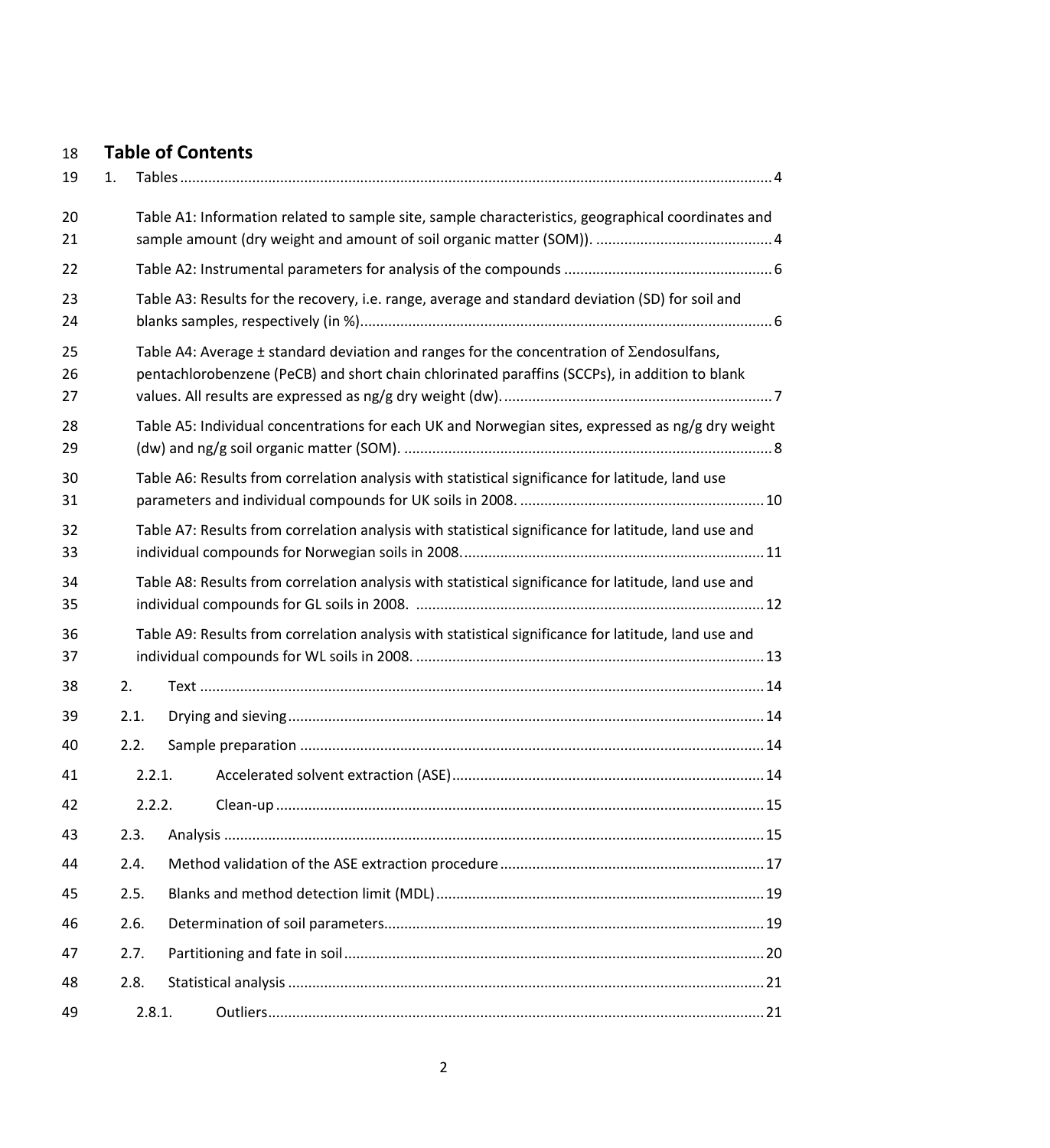# Table of Contents

1. Tables .......... 4

   Table A1: Information related to sample site, sample characteristics, geographical coordinates and sample amount (dry weight and amount of soil organic matter (SOM)). .......... 4

   Table A2: Instrumental parameters for analysis of the compounds .......... 6

   Table A3: Results for the recovery, i.e. range, average and standard deviation (SD) for soil and blanks samples, respectively (in %) .......... 6

   Table A4: Average ± standard deviation and ranges for the concentration of Σendosulfans, pentachlorobenzene (PeCB) and short chain chlorinated paraffins (SCCPs), in addition to blank values. All results are expressed as ng/g dry weight (dw). .......... 7

   Table A5: Individual concentrations for each UK and Norwegian sites, expressed as ng/g dry weight (dw) and ng/g soil organic matter (SOM). .......... 8

   Table A6: Results from correlation analysis with statistical significance for latitude, land use parameters and individual compounds for UK soils in 2008. .......... 10

   Table A7: Results from correlation analysis with statistical significance for latitude, land use and individual compounds for Norwegian soils in 2008. .......... 11

   Table A8: Results from correlation analysis with statistical significance for latitude, land use and individual compounds for GL soils in 2008. .......... 12

   Table A9: Results from correlation analysis with statistical significance for latitude, land use and individual compounds for WL soils in 2008. .......... 13

2. Text .......... 14
   - 2.1. Drying and sieving .......... 14
   - 2.2. Sample preparation .......... 14
     - 2.2.1. Accelerated solvent extraction (ASE) .......... 14
     - 2.2.2. Clean-up .......... 15
   - 2.3. Analysis .......... 15
   - 2.4. Method validation of the ASE extraction procedure .......... 17
   - 2.5. Blanks and method detection limit (MDL) .......... 19
   - 2.6. Determination of soil parameters .......... 19
   - 2.7. Partitioning and fate in soil .......... 20
   - 2.8. Statistical analysis .......... 21
     - 2.8.1. Outliers .......... 21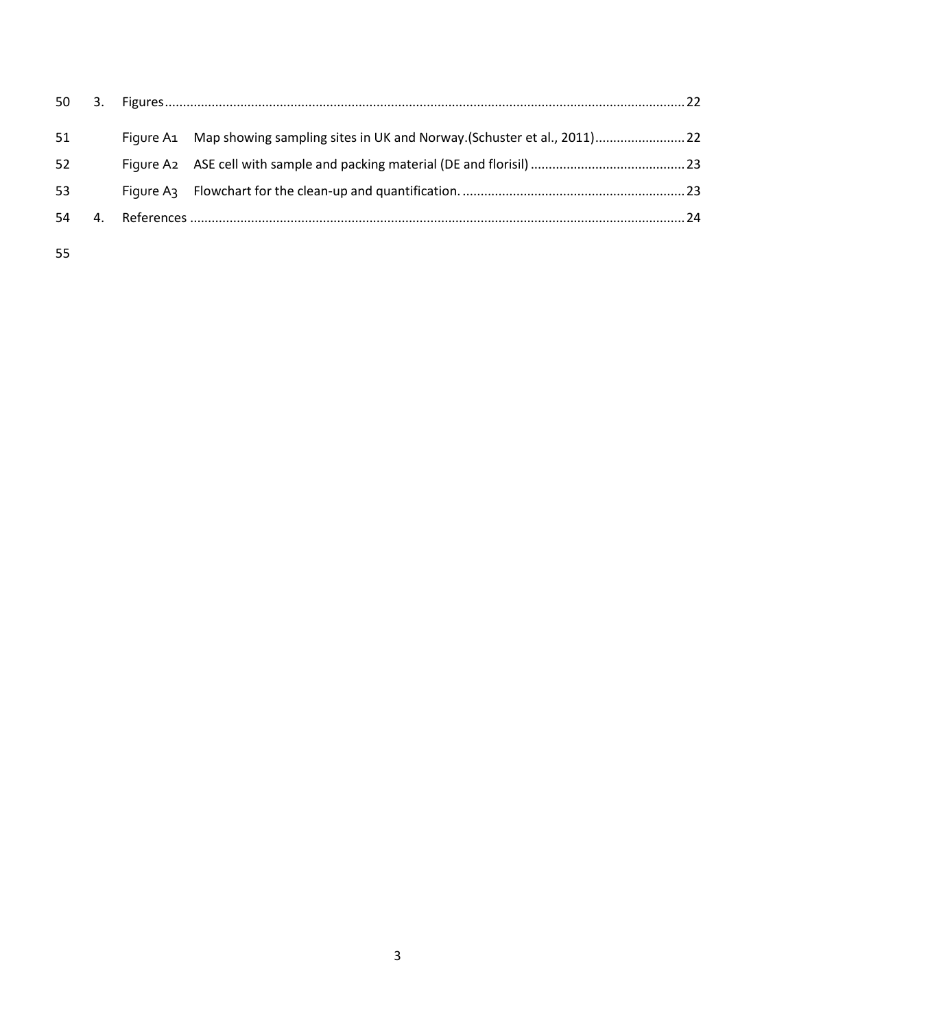3. Figures ..... 22

   Figure A1 Map showing sampling sites in UK and Norway.(Schuster et al., 2011) ..... 22

   Figure A2 ASE cell with sample and packing material (DE and florisil) ..... 23

   Figure A3 Flowchart for the clean-up and quantification. ..... 23

4. References ..... 24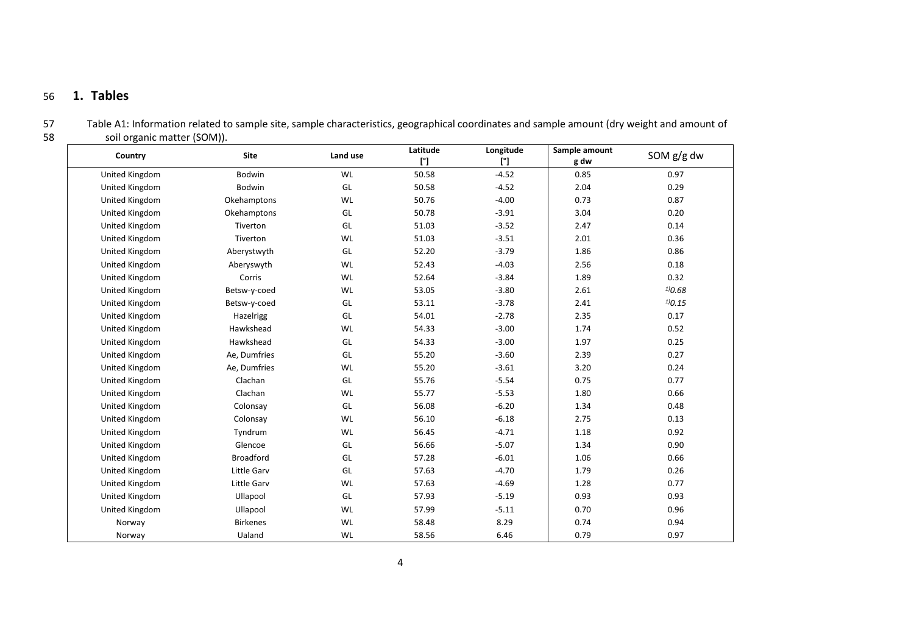# 1. Tables

Table A1: Information related to sample site, sample characteristics, geographical coordinates and sample amount (dry weight and amount of soil organic matter (SOM)).

| Country | Site | Land use | Latitude [°] | Longitude [°] | Sample amount g dw | SOM g/g dw |
|---|---|---|---|---|---|---|
| United Kingdom | Bodwin | WL | 50.58 | -4.52 | 0.85 | 0.97 |
| United Kingdom | Bodwin | GL | 50.58 | -4.52 | 2.04 | 0.29 |
| United Kingdom | Okehamptons | WL | 50.76 | -4.00 | 0.73 | 0.87 |
| United Kingdom | Okehamptons | GL | 50.78 | -3.91 | 3.04 | 0.20 |
| United Kingdom | Tiverton | GL | 51.03 | -3.52 | 2.47 | 0.14 |
| United Kingdom | Tiverton | WL | 51.03 | -3.51 | 2.01 | 0.36 |
| United Kingdom | Aberystwyth | GL | 52.20 | -3.79 | 1.86 | 0.86 |
| United Kingdom | Aberyswyth | WL | 52.43 | -4.03 | 2.56 | 0.18 |
| United Kingdom | Corris | WL | 52.64 | -3.84 | 1.89 | 0.32 |
| United Kingdom | Betsw-y-coed | WL | 53.05 | -3.80 | 2.61 | [1)] *0.68* |
| United Kingdom | Betsw-y-coed | GL | 53.11 | -3.78 | 2.41 | [1)] *0.15* |
| United Kingdom | Hazelrigg | GL | 54.01 | -2.78 | 2.35 | 0.17 |
| United Kingdom | Hawkshead | WL | 54.33 | -3.00 | 1.74 | 0.52 |
| United Kingdom | Hawkshead | GL | 54.33 | -3.00 | 1.97 | 0.25 |
| United Kingdom | Ae, Dumfries | GL | 55.20 | -3.60 | 2.39 | 0.27 |
| United Kingdom | Ae, Dumfries | WL | 55.20 | -3.61 | 3.20 | 0.24 |
| United Kingdom | Clachan | GL | 55.76 | -5.54 | 0.75 | 0.77 |
| United Kingdom | Clachan | WL | 55.77 | -5.53 | 1.80 | 0.66 |
| United Kingdom | Colonsay | GL | 56.08 | -6.20 | 1.34 | 0.48 |
| United Kingdom | Colonsay | WL | 56.10 | -6.18 | 2.75 | 0.13 |
| United Kingdom | Tyndrum | WL | 56.45 | -4.71 | 1.18 | 0.92 |
| United Kingdom | Glencoe | GL | 56.66 | -5.07 | 1.34 | 0.90 |
| United Kingdom | Broadford | GL | 57.28 | -6.01 | 1.06 | 0.66 |
| United Kingdom | Little Garv | GL | 57.63 | -4.70 | 1.79 | 0.26 |
| United Kingdom | Little Garv | WL | 57.63 | -4.69 | 1.28 | 0.77 |
| United Kingdom | Ullapool | GL | 57.93 | -5.19 | 0.93 | 0.93 |
| United Kingdom | Ullapool | WL | 57.99 | -5.11 | 0.70 | 0.96 |
| Norway | Birkenes | WL | 58.48 | 8.29 | 0.74 | 0.94 |
| Norway | Ualand | WL | 58.56 | 6.46 | 0.79 | 0.97 |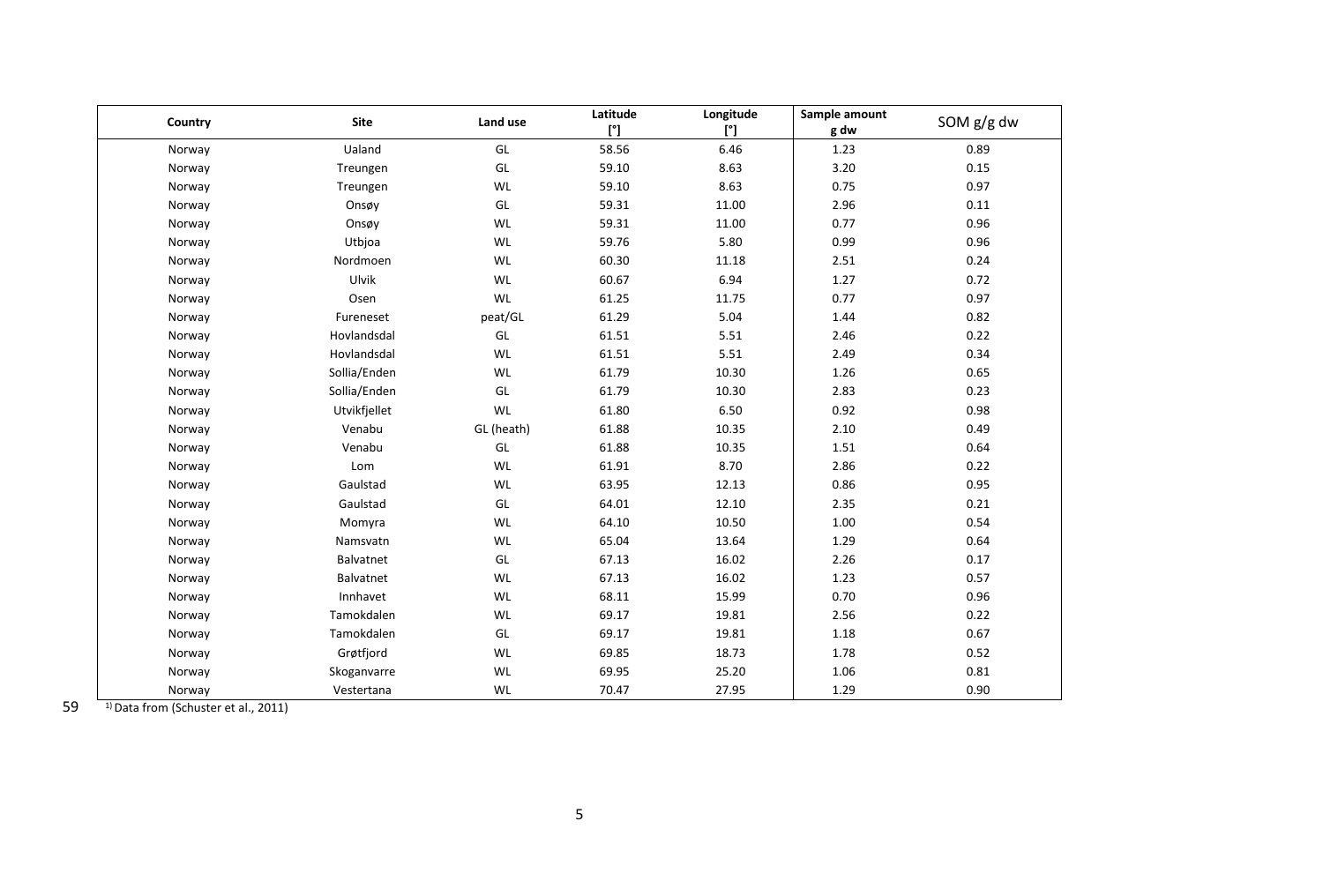| Country | Site | Land use | Latitude [°] | Longitude [°] | Sample amount g dw | SOM g/g dw |
|---|---|---|---|---|---|---|
| Norway | Ualand | GL | 58.56 | 6.46 | 1.23 | 0.89 |
| Norway | Treungen | GL | 59.10 | 8.63 | 3.20 | 0.15 |
| Norway | Treungen | WL | 59.10 | 8.63 | 0.75 | 0.97 |
| Norway | Onsøy | GL | 59.31 | 11.00 | 2.96 | 0.11 |
| Norway | Onsøy | WL | 59.31 | 11.00 | 0.77 | 0.96 |
| Norway | Utbjoa | WL | 59.76 | 5.80 | 0.99 | 0.96 |
| Norway | Nordmoen | WL | 60.30 | 11.18 | 2.51 | 0.24 |
| Norway | Ulvik | WL | 60.67 | 6.94 | 1.27 | 0.72 |
| Norway | Osen | WL | 61.25 | 11.75 | 0.77 | 0.97 |
| Norway | Fureneset | peat/GL | 61.29 | 5.04 | 1.44 | 0.82 |
| Norway | Hovlandsdal | GL | 61.51 | 5.51 | 2.46 | 0.22 |
| Norway | Hovlandsdal | WL | 61.51 | 5.51 | 2.49 | 0.34 |
| Norway | Sollia/Enden | WL | 61.79 | 10.30 | 1.26 | 0.65 |
| Norway | Sollia/Enden | GL | 61.79 | 10.30 | 2.83 | 0.23 |
| Norway | Utvikfjellet | WL | 61.80 | 6.50 | 0.92 | 0.98 |
| Norway | Venabu | GL (heath) | 61.88 | 10.35 | 2.10 | 0.49 |
| Norway | Venabu | GL | 61.88 | 10.35 | 1.51 | 0.64 |
| Norway | Lom | WL | 61.91 | 8.70 | 2.86 | 0.22 |
| Norway | Gaulstad | WL | 63.95 | 12.13 | 0.86 | 0.95 |
| Norway | Gaulstad | GL | 64.01 | 12.10 | 2.35 | 0.21 |
| Norway | Momyra | WL | 64.10 | 10.50 | 1.00 | 0.54 |
| Norway | Namsvatn | WL | 65.04 | 13.64 | 1.29 | 0.64 |
| Norway | Balvatnet | GL | 67.13 | 16.02 | 2.26 | 0.17 |
| Norway | Balvatnet | WL | 67.13 | 16.02 | 1.23 | 0.57 |
| Norway | Innhavet | WL | 68.11 | 15.99 | 0.70 | 0.96 |
| Norway | Tamokdalen | WL | 69.17 | 19.81 | 2.56 | 0.22 |
| Norway | Tamokdalen | GL | 69.17 | 19.81 | 1.18 | 0.67 |
| Norway | Grøtfjord | WL | 69.85 | 18.73 | 1.78 | 0.52 |
| Norway | Skoganvarre | WL | 69.95 | 25.20 | 1.06 | 0.81 |
| Norway | Vestertana | WL | 70.47 | 27.95 | 1.29 | 0.90 |

[1] Data from (Schuster et al., 2011)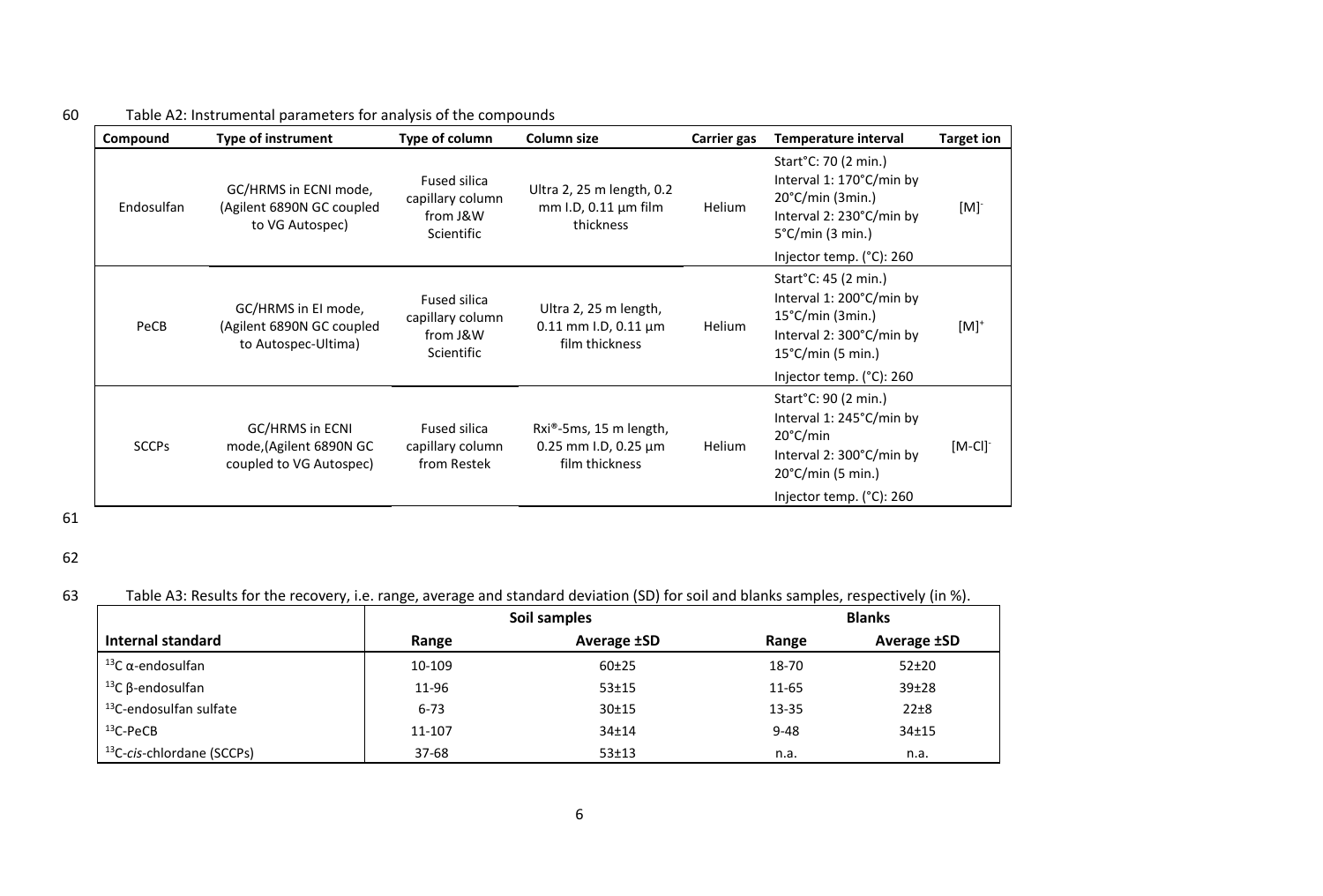Table A2: Instrumental parameters for analysis of the compounds

| Compound | Type of instrument | Type of column | Column size | Carrier gas | Temperature interval | Target ion |
|---|---|---|---|---|---|---|
| Endosulfan | GC/HRMS in ECNI mode, (Agilent 6890N GC coupled to VG Autospec) | Fused silica capillary column from J&W Scientific | Ultra 2, 25 m length, 0.2 mm I.D, 0.11 µm film thickness | Helium | Start°C: 70 (2 min.) Interval 1: 170°C/min by 20°C/min (3min.) Interval 2: 230°C/min by 5°C/min (3 min.) Injector temp. (°C): 260 | $[M]^-$ |
| PeCB | GC/HRMS in EI mode, (Agilent 6890N GC coupled to Autospec-Ultima) | Fused silica capillary column from J&W Scientific | Ultra 2, 25 m length, 0.11 mm I.D, 0.11 µm film thickness | Helium | Start°C: 45 (2 min.) Interval 1: 200°C/min by 15°C/min (3min.) Interval 2: 300°C/min by 15°C/min (5 min.) Injector temp. (°C): 260 | $[M]^+$ |
| SCCPs | GC/HRMS in ECNI mode,(Agilent 6890N GC coupled to VG Autospec) | Fused silica capillary column from Restek | Rxi®-5ms, 15 m length, 0.25 mm I.D, 0.25 µm film thickness | Helium | Start°C: 90 (2 min.) Interval 1: 245°C/min by 20°C/min Interval 2: 300°C/min by 20°C/min (5 min.) Injector temp. (°C): 260 | $[M-Cl]^-$ |

Table A3: Results for the recovery, i.e. range, average and standard deviation (SD) for soil and blanks samples, respectively (in %).

| | Soil samples | | Blanks | |
|---|---|---|---|---|
| Internal standard | Range | Average ±SD | Range | Average ±SD |
| $^{13}C$ α-endosulfan | 10-109 | 60±25 | 18-70 | 52±20 |
| $^{13}C$ β-endosulfan | 11-96 | 53±15 | 11-65 | 39±28 |
| $^{13}C$-endosulfan sulfate | 6-73 | 30±15 | 13-35 | 22±8 |
| $^{13}C$-PeCB | 11-107 | 34±14 | 9-48 | 34±15 |
| $^{13}C$-*cis*-chlordane (SCCPs) | 37-68 | 53±13 | n.a. | n.a. |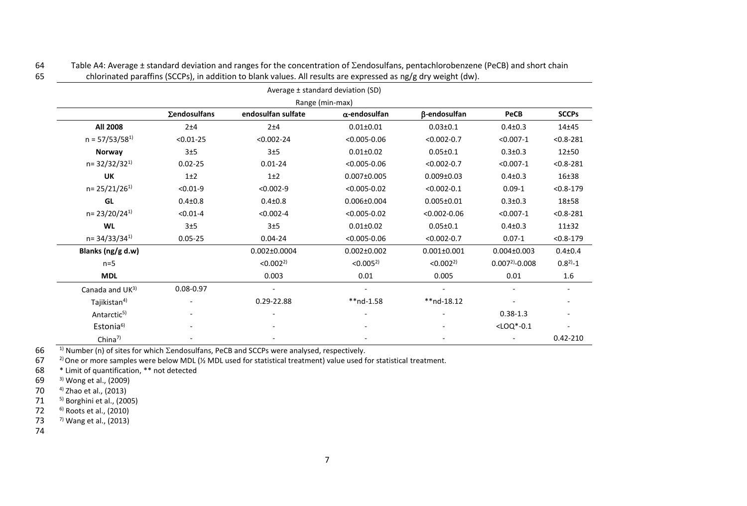Table A4: Average ± standard deviation and ranges for the concentration of Σendosulfans, pentachlorobenzene (PeCB) and short chain chlorinated paraffins (SCCPs), in addition to blank values. All results are expressed as ng/g dry weight (dw).

| | Average ± standard deviation (SD) Range (min-max) | | | | | |
|---|---|---|---|---|---|---|
| | Σendosulfans | endosulfan sulfate | α-endosulfan | β-endosulfan | PeCB | SCCPs |
| **All 2008** | 2±4 | 2±4 | 0.01±0.01 | 0.03±0.1 | 0.4±0.3 | 14±45 |
| n = 57/53/58[1)] | <0.01-25 | <0.002-24 | <0.005-0.06 | <0.002-0.7 | <0.007-1 | <0.8-281 |
| **Norway** | 3±5 | 3±5 | 0.01±0.02 | 0.05±0.1 | 0.3±0.3 | 12±50 |
| n= 32/32/32[1)] | 0.02-25 | 0.01-24 | <0.005-0.06 | <0.002-0.7 | <0.007-1 | <0.8-281 |
| **UK** | 1±2 | 1±2 | 0.007±0.005 | 0.009±0.03 | 0.4±0.3 | 16±38 |
| n= 25/21/26[1)] | <0.01-9 | <0.002-9 | <0.005-0.02 | <0.002-0.1 | 0.09-1 | <0.8-179 |
| **GL** | 0.4±0.8 | 0.4±0.8 | 0.006±0.004 | 0.005±0.01 | 0.3±0.3 | 18±58 |
| n= 23/20/24[1)] | <0.01-4 | <0.002-4 | <0.005-0.02 | <0.002-0.06 | <0.007-1 | <0.8-281 |
| **WL** | 3±5 | 3±5 | 0.01±0.02 | 0.05±0.1 | 0.4±0.3 | 11±32 |
| n= 34/33/34[1)] | 0.05-25 | 0.04-24 | <0.005-0.06 | <0.002-0.7 | 0.07-1 | <0.8-179 |
| **Blanks (ng/g d.w)** | | 0.002±0.0004 | 0.002±0.002 | 0.001±0.001 | 0.004±0.003 | 0.4±0.4 |
| n=5 | | <0.002[2)] | <0.005[2)] | <0.002[2)] | 0.007[2)]-0.008 | 0.8[2)]-1 |
| **MDL** | | 0.003 | 0.01 | 0.005 | 0.01 | 1.6 |
| Canada and UK[3)] | 0.08-0.97 | - | - | - | - | - |
| Tajikistan[4)] | - | 0.29-22.88 | **nd-1.58 | **nd-18.12 | - | - |
| Antarctic[5)] | - | - | - | - | 0.38-1.3 | - |
| Estonia[6)] | - | - | - | - | <LOQ*-0.1 | - |
| China[7)] | - | - | - | - | - | 0.42-210 |

[1)] Number (n) of sites for which Σendosulfans, PeCB and SCCPs were analysed, respectively.

[2)] One or more samples were below MDL (½ MDL used for statistical treatment) value used for statistical treatment.

\* Limit of quantification, ** not detected

[3)] Wong et al., (2009)

[4)] Zhao et al., (2013)

[5)] Borghini et al., (2005)

[6)] Roots et al., (2010)

[7)] Wang et al., (2013)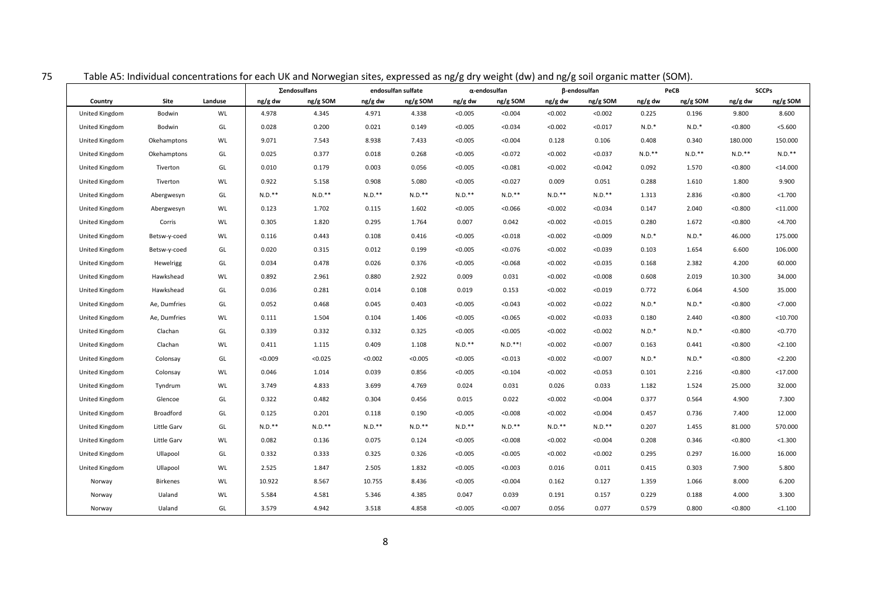Table A5: Individual concentrations for each UK and Norwegian sites, expressed as ng/g dry weight (dw) and ng/g soil organic matter (SOM).

| | | | Σendosulfans | | endosulfan sulfate | | α-endosulfan | | β-endosulfan | | PeCB | | SCCPs | |
|---|---|---|---|---|---|---|---|---|---|---|---|---|---|---|
| Country | Site | Landuse | ng/g dw | ng/g SOM | ng/g dw | ng/g SOM | ng/g dw | ng/g SOM | ng/g dw | ng/g SOM | ng/g dw | ng/g SOM | ng/g dw | ng/g SOM |
| United Kingdom | Bodwin | WL | 4.978 | 4.345 | 4.971 | 4.338 | <0.005 | <0.004 | <0.002 | <0.002 | 0.225 | 0.196 | 9.800 | 8.600 |
| United Kingdom | Bodwin | GL | 0.028 | 0.200 | 0.021 | 0.149 | <0.005 | <0.034 | <0.002 | <0.017 | N.D.* | N.D.* | <0.800 | <5.600 |
| United Kingdom | Okehamptons | WL | 9.071 | 7.543 | 8.938 | 7.433 | <0.005 | <0.004 | 0.128 | 0.106 | 0.408 | 0.340 | 180.000 | 150.000 |
| United Kingdom | Okehamptons | GL | 0.025 | 0.377 | 0.018 | 0.268 | <0.005 | <0.072 | <0.002 | <0.037 | N.D.** | N.D.** | N.D.** | N.D.** |
| United Kingdom | Tiverton | GL | 0.010 | 0.179 | 0.003 | 0.056 | <0.005 | <0.081 | <0.002 | <0.042 | 0.092 | 1.570 | <0.800 | <14.000 |
| United Kingdom | Tiverton | WL | 0.922 | 5.158 | 0.908 | 5.080 | <0.005 | <0.027 | 0.009 | 0.051 | 0.288 | 1.610 | 1.800 | 9.900 |
| United Kingdom | Abergwesyn | GL | N.D.** | N.D.** | N.D.** | N.D.** | N.D.** | N.D.** | N.D.** | N.D.** | 1.313 | 2.836 | <0.800 | <1.700 |
| United Kingdom | Abergwesyn | WL | 0.123 | 1.702 | 0.115 | 1.602 | <0.005 | <0.066 | <0.002 | <0.034 | 0.147 | 2.040 | <0.800 | <11.000 |
| United Kingdom | Corris | WL | 0.305 | 1.820 | 0.295 | 1.764 | 0.007 | 0.042 | <0.002 | <0.015 | 0.280 | 1.672 | <0.800 | <4.700 |
| United Kingdom | Betsw-y-coed | WL | 0.116 | 0.443 | 0.108 | 0.416 | <0.005 | <0.018 | <0.002 | <0.009 | N.D.* | N.D.* | 46.000 | 175.000 |
| United Kingdom | Betsw-y-coed | GL | 0.020 | 0.315 | 0.012 | 0.199 | <0.005 | <0.076 | <0.002 | <0.039 | 0.103 | 1.654 | 6.600 | 106.000 |
| United Kingdom | Hewelrigg | GL | 0.034 | 0.478 | 0.026 | 0.376 | <0.005 | <0.068 | <0.002 | <0.035 | 0.168 | 2.382 | 4.200 | 60.000 |
| United Kingdom | Hawkshead | WL | 0.892 | 2.961 | 0.880 | 2.922 | 0.009 | 0.031 | <0.002 | <0.008 | 0.608 | 2.019 | 10.300 | 34.000 |
| United Kingdom | Hawkshead | GL | 0.036 | 0.281 | 0.014 | 0.108 | 0.019 | 0.153 | <0.002 | <0.019 | 0.772 | 6.064 | 4.500 | 35.000 |
| United Kingdom | Ae, Dumfries | GL | 0.052 | 0.468 | 0.045 | 0.403 | <0.005 | <0.043 | <0.002 | <0.022 | N.D.* | N.D.* | <0.800 | <7.000 |
| United Kingdom | Ae, Dumfries | WL | 0.111 | 1.504 | 0.104 | 1.406 | <0.005 | <0.065 | <0.002 | <0.033 | 0.180 | 2.440 | <0.800 | <10.700 |
| United Kingdom | Clachan | GL | 0.339 | 0.332 | 0.332 | 0.325 | <0.005 | <0.005 | <0.002 | <0.002 | N.D.* | N.D.* | <0.800 | <0.770 |
| United Kingdom | Clachan | WL | 0.411 | 1.115 | 0.409 | 1.108 | N.D.** | N.D.**! | <0.002 | <0.007 | 0.163 | 0.441 | <0.800 | <2.100 |
| United Kingdom | Colonsay | GL | <0.009 | <0.025 | <0.002 | <0.005 | <0.005 | <0.013 | <0.002 | <0.007 | N.D.* | N.D.* | <0.800 | <2.200 |
| United Kingdom | Colonsay | WL | 0.046 | 1.014 | 0.039 | 0.856 | <0.005 | <0.104 | <0.002 | <0.053 | 0.101 | 2.216 | <0.800 | <17.000 |
| United Kingdom | Tyndrum | WL | 3.749 | 4.833 | 3.699 | 4.769 | 0.024 | 0.031 | 0.026 | 0.033 | 1.182 | 1.524 | 25.000 | 32.000 |
| United Kingdom | Glencoe | GL | 0.322 | 0.482 | 0.304 | 0.456 | 0.015 | 0.022 | <0.002 | <0.004 | 0.377 | 0.564 | 4.900 | 7.300 |
| United Kingdom | Broadford | GL | 0.125 | 0.201 | 0.118 | 0.190 | <0.005 | <0.008 | <0.002 | <0.004 | 0.457 | 0.736 | 7.400 | 12.000 |
| United Kingdom | Little Garv | GL | N.D.** | N.D.** | N.D.** | N.D.** | N.D.** | N.D.** | N.D.** | N.D.** | 0.207 | 1.455 | 81.000 | 570.000 |
| United Kingdom | Little Garv | WL | 0.082 | 0.136 | 0.075 | 0.124 | <0.005 | <0.008 | <0.002 | <0.004 | 0.208 | 0.346 | <0.800 | <1.300 |
| United Kingdom | Ullapool | GL | 0.332 | 0.333 | 0.325 | 0.326 | <0.005 | <0.005 | <0.002 | <0.002 | 0.295 | 0.297 | 16.000 | 16.000 |
| United Kingdom | Ullapool | WL | 2.525 | 1.847 | 2.505 | 1.832 | <0.005 | <0.003 | 0.016 | 0.011 | 0.415 | 0.303 | 7.900 | 5.800 |
| Norway | Birkenes | WL | 10.922 | 8.567 | 10.755 | 8.436 | <0.005 | <0.004 | 0.162 | 0.127 | 1.359 | 1.066 | 8.000 | 6.200 |
| Norway | Ualand | WL | 5.584 | 4.581 | 5.346 | 4.385 | 0.047 | 0.039 | 0.191 | 0.157 | 0.229 | 0.188 | 4.000 | 3.300 |
| Norway | Ualand | GL | 3.579 | 4.942 | 3.518 | 4.858 | <0.005 | <0.007 | 0.056 | 0.077 | 0.579 | 0.800 | <0.800 | <1.100 |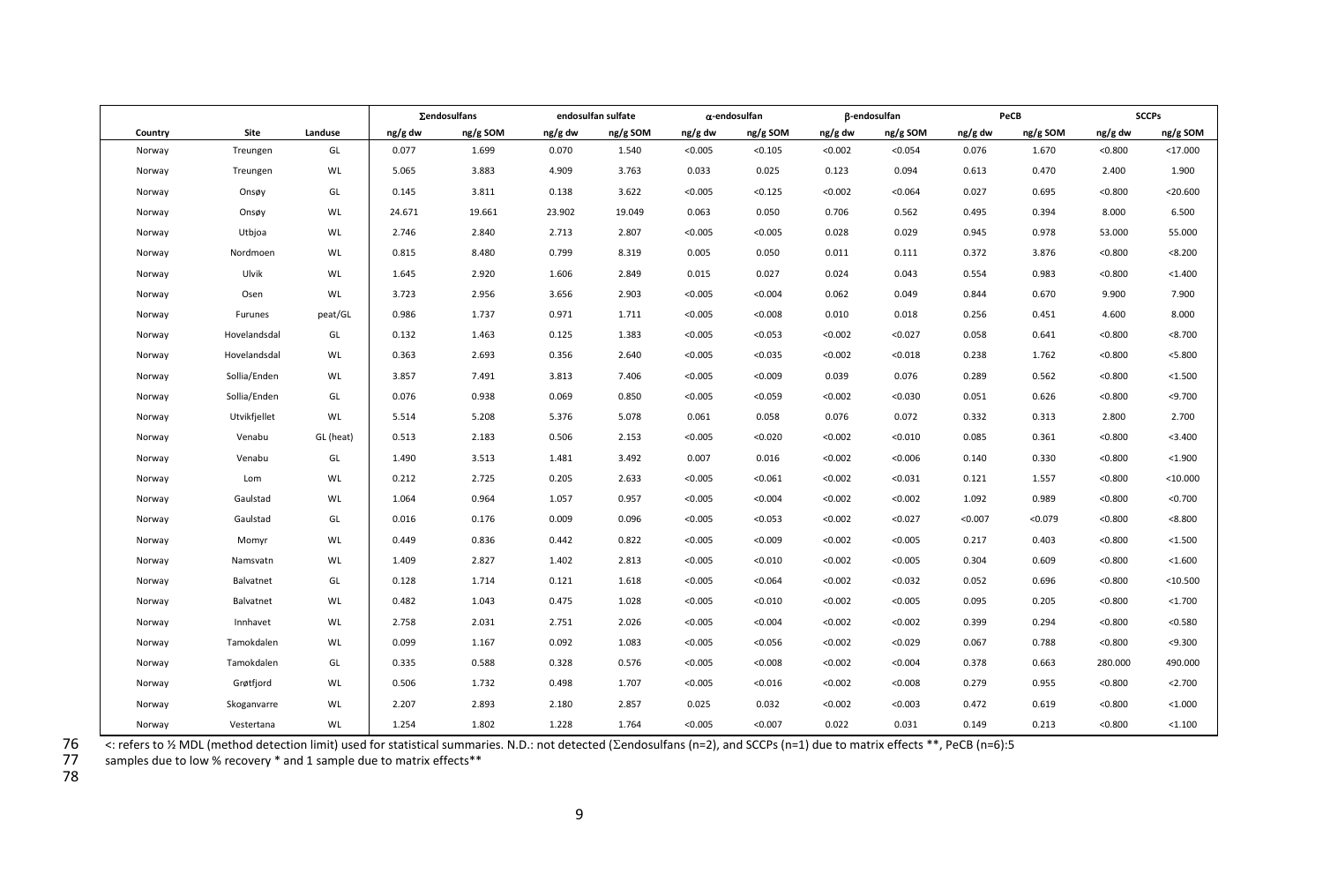| Country | Site | Landuse | Σendosulfans | | endosulfan sulfate | | α-endosulfan | | β-endosulfan | | PeCB | | SCCPs | |
|---|---|---|---|---|---|---|---|---|---|---|---|---|---|---|
| | | | ng/g dw | ng/g SOM | ng/g dw | ng/g SOM | ng/g dw | ng/g SOM | ng/g dw | ng/g SOM | ng/g dw | ng/g SOM | ng/g dw | ng/g SOM |
| Norway | Treungen | GL | 0.077 | 1.699 | 0.070 | 1.540 | <0.005 | <0.105 | <0.002 | <0.054 | 0.076 | 1.670 | <0.800 | <17.000 |
| Norway | Treungen | WL | 5.065 | 3.883 | 4.909 | 3.763 | 0.033 | 0.025 | 0.123 | 0.094 | 0.613 | 0.470 | 2.400 | 1.900 |
| Norway | Onsøy | GL | 0.145 | 3.811 | 0.138 | 3.622 | <0.005 | <0.125 | <0.002 | <0.064 | 0.027 | 0.695 | <0.800 | <20.600 |
| Norway | Onsøy | WL | 24.671 | 19.661 | 23.902 | 19.049 | 0.063 | 0.050 | 0.706 | 0.562 | 0.495 | 0.394 | 8.000 | 6.500 |
| Norway | Utbjoa | WL | 2.746 | 2.840 | 2.713 | 2.807 | <0.005 | <0.005 | 0.028 | 0.029 | 0.945 | 0.978 | 53.000 | 55.000 |
| Norway | Nordmoen | WL | 0.815 | 8.480 | 0.799 | 8.319 | 0.005 | 0.050 | 0.011 | 0.111 | 0.372 | 3.876 | <0.800 | <8.200 |
| Norway | Ulvik | WL | 1.645 | 2.920 | 1.606 | 2.849 | 0.015 | 0.027 | 0.024 | 0.043 | 0.554 | 0.983 | <0.800 | <1.400 |
| Norway | Osen | WL | 3.723 | 2.956 | 3.656 | 2.903 | <0.005 | <0.004 | 0.062 | 0.049 | 0.844 | 0.670 | 9.900 | 7.900 |
| Norway | Furunes | peat/GL | 0.986 | 1.737 | 0.971 | 1.711 | <0.005 | <0.008 | 0.010 | 0.018 | 0.256 | 0.451 | 4.600 | 8.000 |
| Norway | Hovelandsdal | GL | 0.132 | 1.463 | 0.125 | 1.383 | <0.005 | <0.053 | <0.002 | <0.027 | 0.058 | 0.641 | <0.800 | <8.700 |
| Norway | Hovelandsdal | WL | 0.363 | 2.693 | 0.356 | 2.640 | <0.005 | <0.035 | <0.002 | <0.018 | 0.238 | 1.762 | <0.800 | <5.800 |
| Norway | Sollia/Enden | WL | 3.857 | 7.491 | 3.813 | 7.406 | <0.005 | <0.009 | 0.039 | 0.076 | 0.289 | 0.562 | <0.800 | <1.500 |
| Norway | Sollia/Enden | GL | 0.076 | 0.938 | 0.069 | 0.850 | <0.005 | <0.059 | <0.002 | <0.030 | 0.051 | 0.626 | <0.800 | <9.700 |
| Norway | Utvikfjellet | WL | 5.514 | 5.208 | 5.376 | 5.078 | 0.061 | 0.058 | 0.076 | 0.072 | 0.332 | 0.313 | 2.800 | 2.700 |
| Norway | Venabu | GL (heat) | 0.513 | 2.183 | 0.506 | 2.153 | <0.005 | <0.020 | <0.002 | <0.010 | 0.085 | 0.361 | <0.800 | <3.400 |
| Norway | Venabu | GL | 1.490 | 3.513 | 1.481 | 3.492 | 0.007 | 0.016 | <0.002 | <0.006 | 0.140 | 0.330 | <0.800 | <1.900 |
| Norway | Lom | WL | 0.212 | 2.725 | 0.205 | 2.633 | <0.005 | <0.061 | <0.002 | <0.031 | 0.121 | 1.557 | <0.800 | <10.000 |
| Norway | Gaulstad | WL | 1.064 | 0.964 | 1.057 | 0.957 | <0.005 | <0.004 | <0.002 | <0.002 | 1.092 | 0.989 | <0.800 | <0.700 |
| Norway | Gaulstad | GL | 0.016 | 0.176 | 0.009 | 0.096 | <0.005 | <0.053 | <0.002 | <0.027 | <0.007 | <0.079 | <0.800 | <8.800 |
| Norway | Momyr | WL | 0.449 | 0.836 | 0.442 | 0.822 | <0.005 | <0.009 | <0.002 | <0.005 | 0.217 | 0.403 | <0.800 | <1.500 |
| Norway | Namsvatn | WL | 1.409 | 2.827 | 1.402 | 2.813 | <0.005 | <0.010 | <0.002 | <0.005 | 0.304 | 0.609 | <0.800 | <1.600 |
| Norway | Balvatnet | GL | 0.128 | 1.714 | 0.121 | 1.618 | <0.005 | <0.064 | <0.002 | <0.032 | 0.052 | 0.696 | <0.800 | <10.500 |
| Norway | Balvatnet | WL | 0.482 | 1.043 | 0.475 | 1.028 | <0.005 | <0.010 | <0.002 | <0.005 | 0.095 | 0.205 | <0.800 | <1.700 |
| Norway | Innhavet | WL | 2.758 | 2.031 | 2.751 | 2.026 | <0.005 | <0.004 | <0.002 | <0.002 | 0.399 | 0.294 | <0.800 | <0.580 |
| Norway | Tamokdalen | WL | 0.099 | 1.167 | 0.092 | 1.083 | <0.005 | <0.056 | <0.002 | <0.029 | 0.067 | 0.788 | <0.800 | <9.300 |
| Norway | Tamokdalen | GL | 0.335 | 0.588 | 0.328 | 0.576 | <0.005 | <0.008 | <0.002 | <0.004 | 0.378 | 0.663 | 280.000 | 490.000 |
| Norway | Grøtfjord | WL | 0.506 | 1.732 | 0.498 | 1.707 | <0.005 | <0.016 | <0.002 | <0.008 | 0.279 | 0.955 | <0.800 | <2.700 |
| Norway | Skoganvarre | WL | 2.207 | 2.893 | 2.180 | 2.857 | 0.025 | 0.032 | <0.002 | <0.003 | 0.472 | 0.619 | <0.800 | <1.000 |
| Norway | Vestertana | WL | 1.254 | 1.802 | 1.228 | 1.764 | <0.005 | <0.007 | 0.022 | 0.031 | 0.149 | 0.213 | <0.800 | <1.100 |

<: refers to ½ MDL (method detection limit) used for statistical summaries. N.D.: not detected (Σendosulfans (n=2), and SCCPs (n=1) due to matrix effects **, PeCB (n=6):5 samples due to low % recovery * and 1 sample due to matrix effects**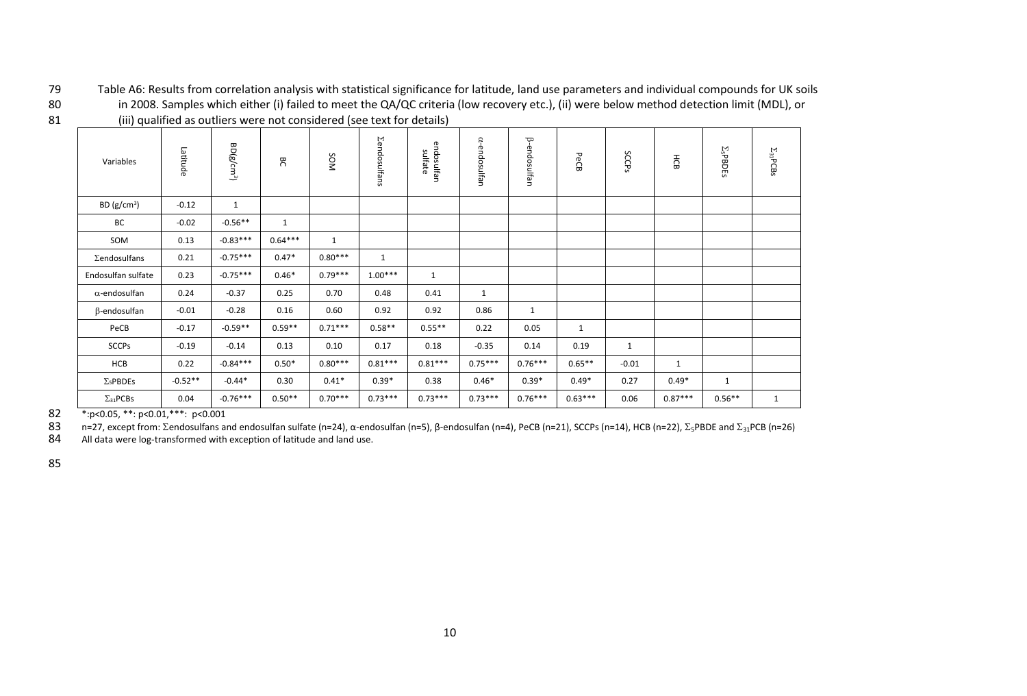Table A6: Results from correlation analysis with statistical significance for latitude, land use parameters and individual compounds for UK soils in 2008. Samples which either (i) failed to meet the QA/QC criteria (low recovery etc.), (ii) were below method detection limit (MDL), or (iii) qualified as outliers were not considered (see text for details)

| Variables | Latitude | BD(g/cm$^3$) | BC | SOM | Σendosulfans | endosulfan sulfate | α-endosulfan | β-endosulfan | PeCB | SCCPs | HCB | $\Sigma_5$PBDEs | $\Sigma_{31}$PCBs |
|---|---|---|---|---|---|---|---|---|---|---|---|---|---|
| BD (g/cm$^3$) | -0.12 | 1 | | | | | | | | | | | |
| BC | -0.02 | -0.56** | 1 | | | | | | | | | | |
| SOM | 0.13 | -0.83*** | 0.64*** | 1 | | | | | | | | | |
| Σendosulfans | 0.21 | -0.75*** | 0.47* | 0.80*** | 1 | | | | | | | | |
| Endosulfan sulfate | 0.23 | -0.75*** | 0.46* | 0.79*** | 1.00*** | 1 | | | | | | | |
| α-endosulfan | 0.24 | -0.37 | 0.25 | 0.70 | 0.48 | 0.41 | 1 | | | | | | |
| β-endosulfan | -0.01 | -0.28 | 0.16 | 0.60 | 0.92 | 0.92 | 0.86 | 1 | | | | | |
| PeCB | -0.17 | -0.59** | 0.59** | 0.71*** | 0.58** | 0.55** | 0.22 | 0.05 | 1 | | | | |
| SCCPs | -0.19 | -0.14 | 0.13 | 0.10 | 0.17 | 0.18 | -0.35 | 0.14 | 0.19 | 1 | | | |
| HCB | 0.22 | -0.84*** | 0.50* | 0.80*** | 0.81*** | 0.81*** | 0.75*** | 0.76*** | 0.65** | -0.01 | 1 | | |
| $\Sigma_5$PBDEs | -0.52** | -0.44* | 0.30 | 0.41* | 0.39* | 0.38 | 0.46* | 0.39* | 0.49* | 0.27 | 0.49* | 1 | |
| $\Sigma_{31}$PCBs | 0.04 | -0.76*** | 0.50** | 0.70*** | 0.73*** | 0.73*** | 0.73*** | 0.76*** | 0.63*** | 0.06 | 0.87*** | 0.56** | 1 |

*:p<0.05, **: p<0.01,***: p<0.001

n=27, except from: Σendosulfans and endosulfan sulfate (n=24), α-endosulfan (n=5), β-endosulfan (n=4), PeCB (n=21), SCCPs (n=14), HCB (n=22), $\Sigma_5$PBDE and $\Sigma_{31}$PCB (n=26)

All data were log-transformed with exception of latitude and land use.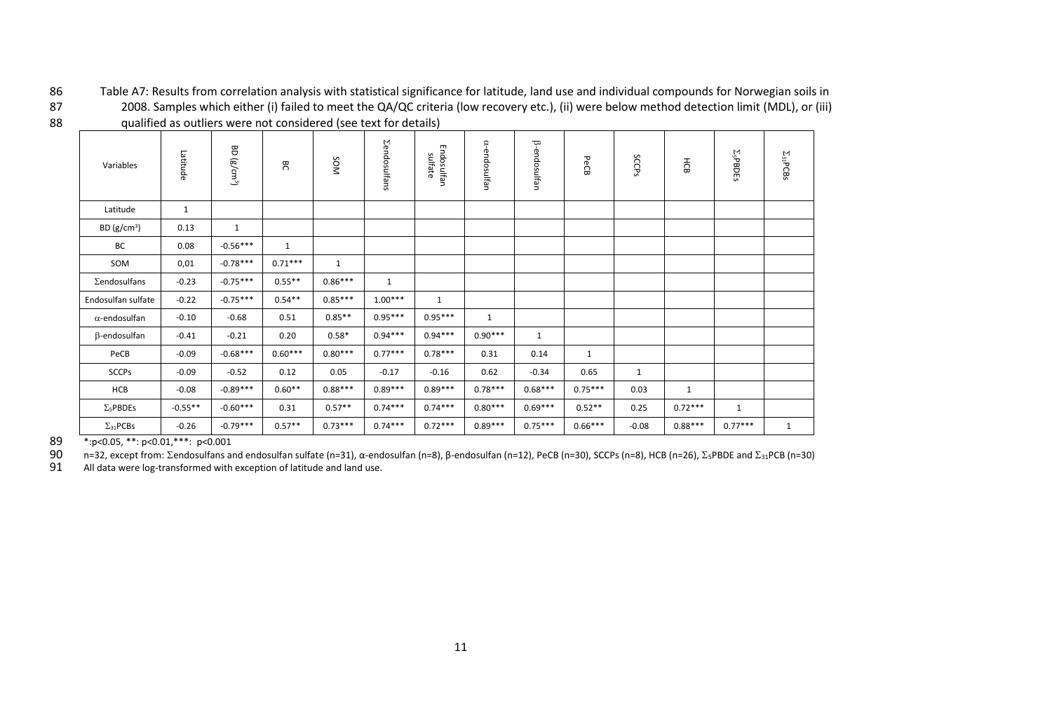Table A7: Results from correlation analysis with statistical significance for latitude, land use and individual compounds for Norwegian soils in 2008. Samples which either (i) failed to meet the QA/QC criteria (low recovery etc.), (ii) were below method detection limit (MDL), or (iii) qualified as outliers were not considered (see text for details)

| Variables | Latitude | BD ($g/cm^3$) | BC | SOM | Σendosulfans | Endosulfan sulfate | α-endosulfan | β-endosulfan | PeCB | SCCPs | HCB | $\Sigma_5$PBDEs | $\Sigma_{31}$PCBs |
|---|---|---|---|---|---|---|---|---|---|---|---|---|---|
| Latitude | 1 | | | | | | | | | | | | |
| BD ($g/cm^3$) | 0.13 | 1 | | | | | | | | | | | |
| BC | 0.08 | -0.56*** | 1 | | | | | | | | | | |
| SOM | 0,01 | -0.78*** | 0.71*** | 1 | | | | | | | | | |
| Σendosulfans | -0.23 | -0.75*** | 0.55** | 0.86*** | 1 | | | | | | | | |
| Endosulfan sulfate | -0.22 | -0.75*** | 0.54** | 0.85*** | 1.00*** | 1 | | | | | | | |
| α-endosulfan | -0.10 | -0.68 | 0.51 | 0.85** | 0.95*** | 0.95*** | 1 | | | | | | |
| β-endosulfan | -0.41 | -0.21 | 0.20 | 0.58* | 0.94*** | 0.94*** | 0.90*** | 1 | | | | | |
| PeCB | -0.09 | -0.68*** | 0.60*** | 0.80*** | 0.77*** | 0.78*** | 0.31 | 0.14 | 1 | | | | |
| SCCPs | -0.09 | -0.52 | 0.12 | 0.05 | -0.17 | -0.16 | 0.62 | -0.34 | 0.65 | 1 | | | |
| HCB | -0.08 | -0.89*** | 0.60** | 0.88*** | 0.89*** | 0.89*** | 0.78*** | 0.68*** | 0.75*** | 0.03 | 1 | | |
| $\Sigma_5$PBDEs | -0.55** | -0.60*** | 0.31 | 0.57** | 0.74*** | 0.74*** | 0.80*** | 0.69*** | 0.52** | 0.25 | 0.72*** | 1 | |
| $\Sigma_{31}$PCBs | -0.26 | -0.79*** | 0.57** | 0.73*** | 0.74*** | 0.72*** | 0.89*** | 0.75*** | 0.66*** | -0.08 | 0.88*** | 0.77*** | 1 |

*:$p<0.05$, **: $p<0.01$,***: $p<0.001$

n=32, except from: Σendosulfans and endosulfan sulfate (n=31), α-endosulfan (n=8), β-endosulfan (n=12), PeCB (n=30), SCCPs (n=8), HCB (n=26), $\Sigma_5$PBDE and $\Sigma_{31}$PCB (n=30)

All data were log-transformed with exception of latitude and land use.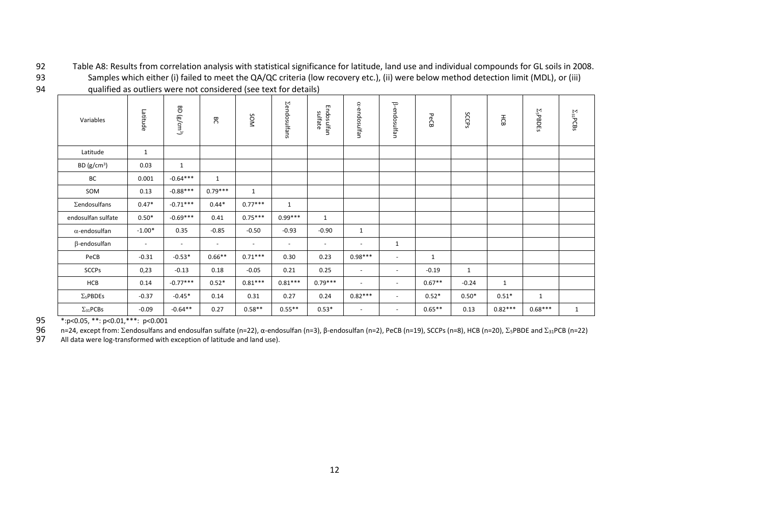Table A8: Results from correlation analysis with statistical significance for latitude, land use and individual compounds for GL soils in 2008. Samples which either (i) failed to meet the QA/QC criteria (low recovery etc.), (ii) were below method detection limit (MDL), or (iii) qualified as outliers were not considered (see text for details)

| Variables | Latitude | BD (g/cm$^3$) | BC | SOM | $\Sigma$endosulfans | Endosulfan sulfate | $\alpha$-endosulfan | $\beta$-endosulfan | PeCB | SCCPs | HCB | $\Sigma_5$PBDEs | $\Sigma_{31}$PCBs |
|---|---|---|---|---|---|---|---|---|---|---|---|---|---|
| Latitude | 1 | | | | | | | | | | | | |
| BD (g/cm$^3$) | 0.03 | 1 | | | | | | | | | | | |
| BC | 0.001 | -0.64*** | 1 | | | | | | | | | | |
| SOM | 0.13 | -0.88*** | 0.79*** | 1 | | | | | | | | | |
| $\Sigma$endosulfans | 0.47* | -0.71*** | 0.44* | 0.77*** | 1 | | | | | | | | |
| endosulfan sulfate | 0.50* | -0.69*** | 0.41 | 0.75*** | 0.99*** | 1 | | | | | | | |
| $\alpha$-endosulfan | -1.00* | 0.35 | -0.85 | -0.50 | -0.93 | -0.90 | 1 | | | | | | |
| $\beta$-endosulfan | - | - | - | - | - | - | - | 1 | | | | | |
| PeCB | -0.31 | -0.53* | 0.66** | 0.71*** | 0.30 | 0.23 | 0.98*** | - | 1 | | | | |
| SCCPs | 0,23 | -0.13 | 0.18 | -0.05 | 0.21 | 0.25 | - | - | -0.19 | 1 | | | |
| HCB | 0.14 | -0.77*** | 0.52* | 0.81*** | 0.81*** | 0.79*** | - | - | 0.67** | -0.24 | 1 | | |
| $\Sigma_5$PBDEs | -0.37 | -0.45* | 0.14 | 0.31 | 0.27 | 0.24 | 0.82*** | - | 0.52* | 0.50* | 0.51* | 1 | |
| $\Sigma_{31}$PCBs | -0.09 | -0.64** | 0.27 | 0.58** | 0.55** | 0.53* | - | - | 0.65** | 0.13 | 0.82*** | 0.68*** | 1 |

*:$p<0.05$, **: $p<0.01$,***: $p<0.001$

n=24, except from: $\Sigma$endosulfans and endosulfan sulfate (n=22), α-endosulfan (n=3), β-endosulfan (n=2), PeCB (n=19), SCCPs (n=8), HCB (n=20), $\Sigma_5$PBDE and $\Sigma_{31}$PCB (n=22)

All data were log-transformed with exception of latitude and land use).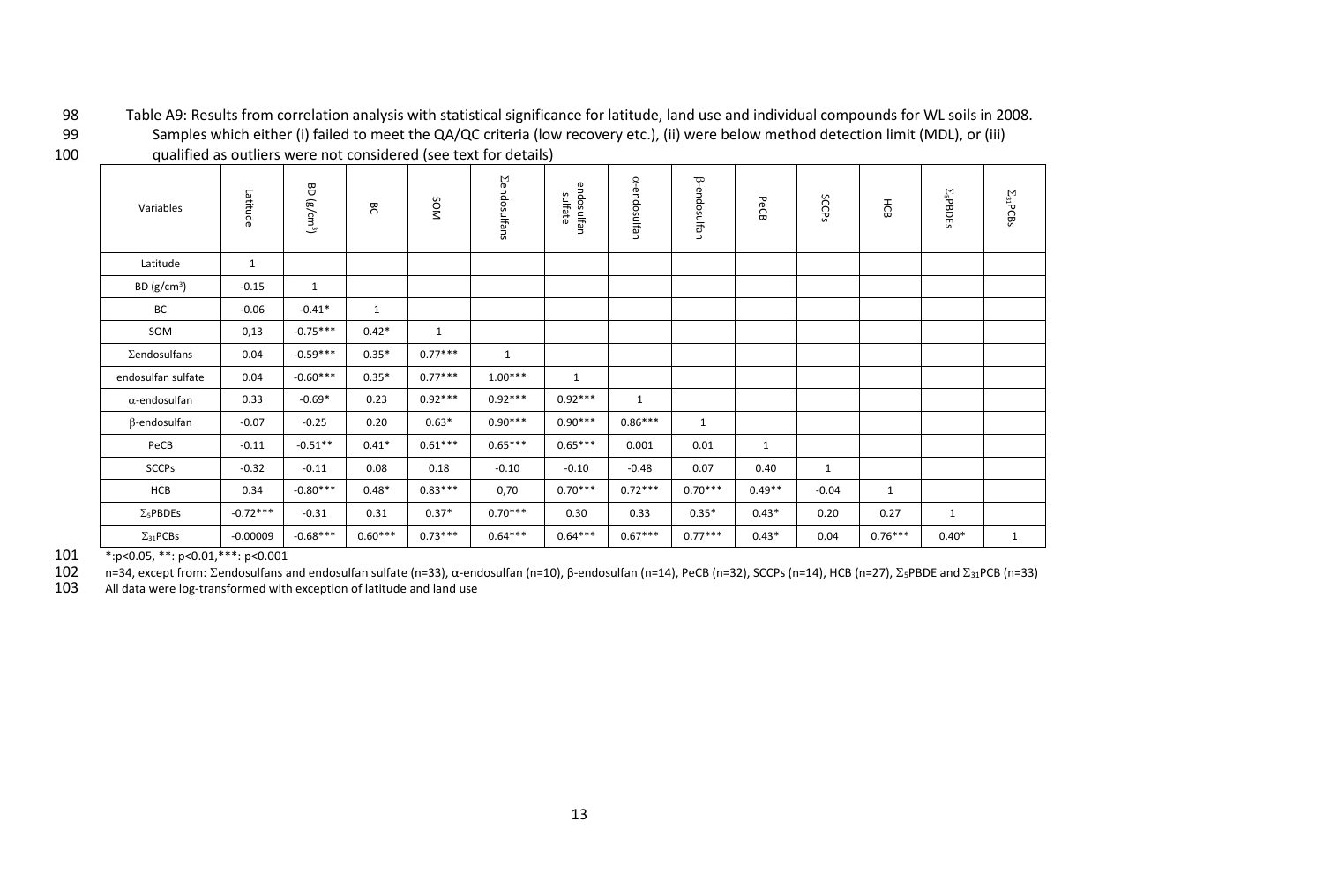Table A9: Results from correlation analysis with statistical significance for latitude, land use and individual compounds for WL soils in 2008. Samples which either (i) failed to meet the QA/QC criteria (low recovery etc.), (ii) were below method detection limit (MDL), or (iii) qualified as outliers were not considered (see text for details)

| Variables | Latitude | BD ($g/cm^3$) | BC | SOM | Σendosulfans | endosulfan sulfate | α-endosulfan | β-endosulfan | PeCB | SCCPs | HCB | $\Sigma_5$PBDEs | $\Sigma_{31}$PCBs |
|---|---|---|---|---|---|---|---|---|---|---|---|---|---|
| Latitude | 1 | | | | | | | | | | | | |
| BD ($g/cm^3$) | -0.15 | 1 | | | | | | | | | | | |
| BC | -0.06 | -0.41* | 1 | | | | | | | | | | |
| SOM | 0,13 | -0.75*** | 0.42* | 1 | | | | | | | | | |
| Σendosulfans | 0.04 | -0.59*** | 0.35* | 0.77*** | 1 | | | | | | | | |
| endosulfan sulfate | 0.04 | -0.60*** | 0.35* | 0.77*** | 1.00*** | 1 | | | | | | | |
| α-endosulfan | 0.33 | -0.69* | 0.23 | 0.92*** | 0.92*** | 0.92*** | 1 | | | | | | |
| β-endosulfan | -0.07 | -0.25 | 0.20 | 0.63* | 0.90*** | 0.90*** | 0.86*** | 1 | | | | | |
| PeCB | -0.11 | -0.51** | 0.41* | 0.61*** | 0.65*** | 0.65*** | 0.001 | 0.01 | 1 | | | | |
| SCCPs | -0.32 | -0.11 | 0.08 | 0.18 | -0.10 | -0.10 | -0.48 | 0.07 | 0.40 | 1 | | | |
| HCB | 0.34 | -0.80*** | 0.48* | 0.83*** | 0,70 | 0.70*** | 0.72*** | 0.70*** | 0.49** | -0.04 | 1 | | |
| $\Sigma_5$PBDEs | -0.72*** | -0.31 | 0.31 | 0.37* | 0.70*** | 0.30 | 0.33 | 0.35* | 0.43* | 0.20 | 0.27 | 1 | |
| $\Sigma_{31}$PCBs | -0.00009 | -0.68*** | 0.60*** | 0.73*** | 0.64*** | 0.64*** | 0.67*** | 0.77*** | 0.43* | 0.04 | 0.76*** | 0.40* | 1 |

*:$p<0.05$, **: $p<0.01$,***: $p<0.001$

n=34, except from: Σendosulfans and endosulfan sulfate (n=33), α-endosulfan (n=10), β-endosulfan (n=14), PeCB (n=32), SCCPs (n=14), HCB (n=27), $\Sigma_5$PBDE and $\Sigma_{31}$PCB (n=33)

All data were log-transformed with exception of latitude and land use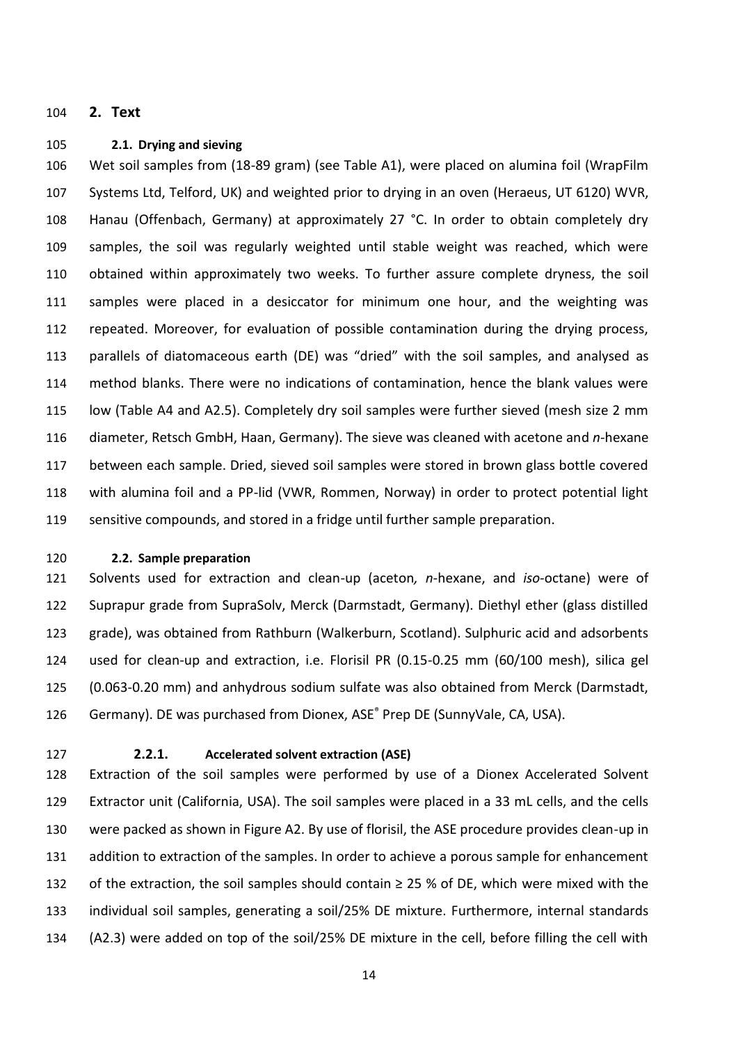## 2. Text

### 2.1. Drying and sieving

Wet soil samples from (18-89 gram) (see Table A1), were placed on alumina foil (WrapFilm Systems Ltd, Telford, UK) and weighted prior to drying in an oven (Heraeus, UT 6120) WVR, Hanau (Offenbach, Germany) at approximately 27 °C. In order to obtain completely dry samples, the soil was regularly weighted until stable weight was reached, which were obtained within approximately two weeks. To further assure complete dryness, the soil samples were placed in a desiccator for minimum one hour, and the weighting was repeated. Moreover, for evaluation of possible contamination during the drying process, parallels of diatomaceous earth (DE) was "dried" with the soil samples, and analysed as method blanks. There were no indications of contamination, hence the blank values were low (Table A4 and A2.5). Completely dry soil samples were further sieved (mesh size 2 mm diameter, Retsch GmbH, Haan, Germany). The sieve was cleaned with acetone and *n*-hexane between each sample. Dried, sieved soil samples were stored in brown glass bottle covered with alumina foil and a PP-lid (VWR, Rommen, Norway) in order to protect potential light sensitive compounds, and stored in a fridge until further sample preparation.

### 2.2. Sample preparation

Solvents used for extraction and clean-up (aceton*, n*-hexane, and *iso*-octane) were of Suprapur grade from SupraSolv, Merck (Darmstadt, Germany). Diethyl ether (glass distilled grade), was obtained from Rathburn (Walkerburn, Scotland). Sulphuric acid and adsorbents used for clean-up and extraction, i.e. Florisil PR (0.15-0.25 mm (60/100 mesh), silica gel (0.063-0.20 mm) and anhydrous sodium sulfate was also obtained from Merck (Darmstadt, Germany). DE was purchased from Dionex, ASE® Prep DE (SunnyVale, CA, USA).

#### 2.2.1. Accelerated solvent extraction (ASE)

Extraction of the soil samples were performed by use of a Dionex Accelerated Solvent Extractor unit (California, USA). The soil samples were placed in a 33 mL cells, and the cells were packed as shown in Figure A2. By use of florisil, the ASE procedure provides clean-up in addition to extraction of the samples. In order to achieve a porous sample for enhancement of the extraction, the soil samples should contain ≥ 25 % of DE, which were mixed with the individual soil samples, generating a soil/25% DE mixture. Furthermore, internal standards (A2.3) were added on top of the soil/25% DE mixture in the cell, before filling the cell with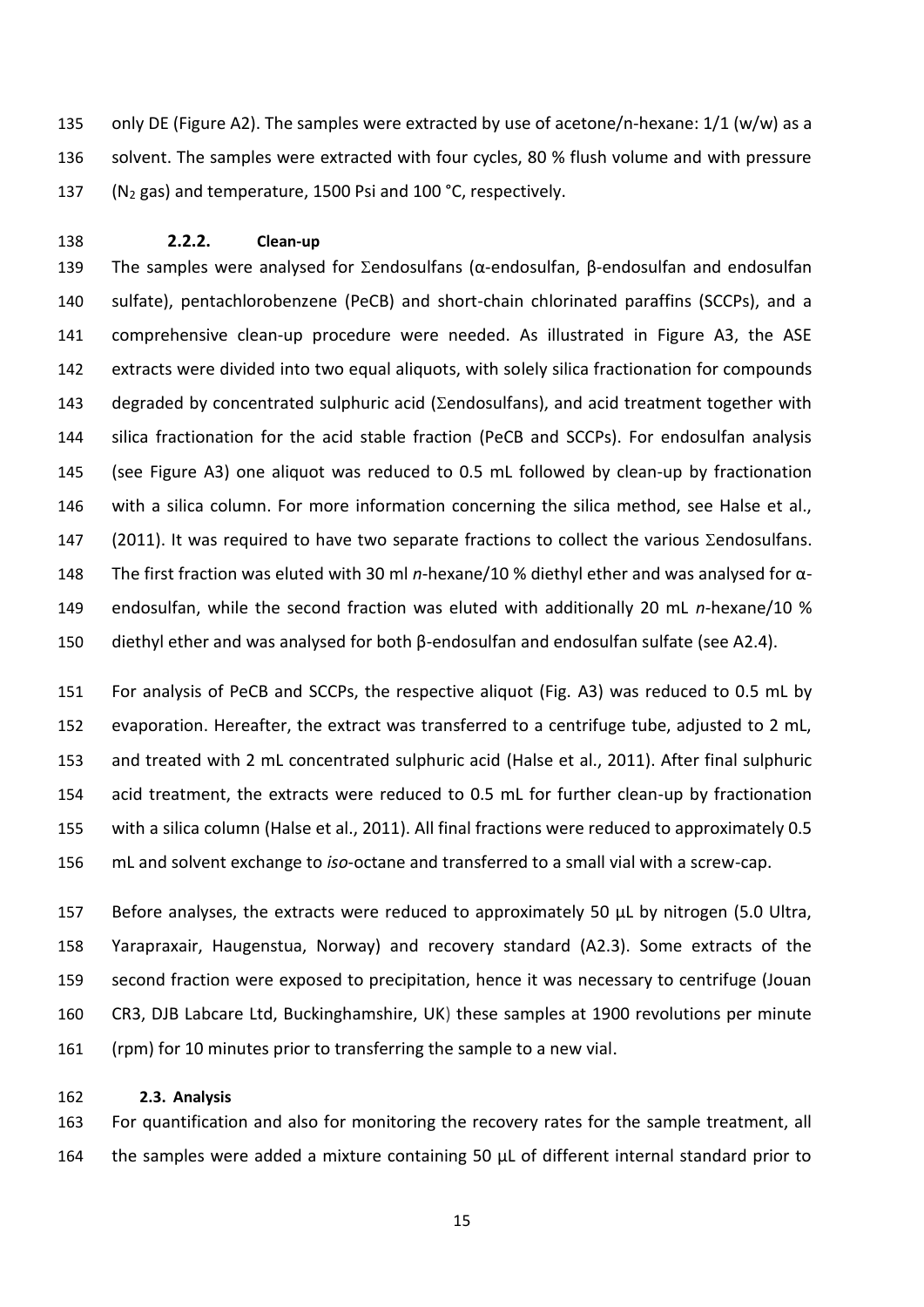only DE (Figure A2). The samples were extracted by use of acetone/n-hexane: 1/1 (w/w) as a solvent. The samples were extracted with four cycles, 80 % flush volume and with pressure ($N_2$ gas) and temperature, 1500 Psi and 100 °C, respectively.

### 2.2.2. Clean-up

The samples were analysed for Σendosulfans (α-endosulfan, β-endosulfan and endosulfan sulfate), pentachlorobenzene (PeCB) and short-chain chlorinated paraffins (SCCPs), and a comprehensive clean-up procedure were needed. As illustrated in Figure A3, the ASE extracts were divided into two equal aliquots, with solely silica fractionation for compounds degraded by concentrated sulphuric acid (Σendosulfans), and acid treatment together with silica fractionation for the acid stable fraction (PeCB and SCCPs). For endosulfan analysis (see Figure A3) one aliquot was reduced to 0.5 mL followed by clean-up by fractionation with a silica column. For more information concerning the silica method, see Halse et al., (2011). It was required to have two separate fractions to collect the various Σendosulfans. The first fraction was eluted with 30 ml *n*-hexane/10 % diethyl ether and was analysed for α-endosulfan, while the second fraction was eluted with additionally 20 mL *n*-hexane/10 % diethyl ether and was analysed for both β-endosulfan and endosulfan sulfate (see A2.4).

For analysis of PeCB and SCCPs, the respective aliquot (Fig. A3) was reduced to 0.5 mL by evaporation. Hereafter, the extract was transferred to a centrifuge tube, adjusted to 2 mL, and treated with 2 mL concentrated sulphuric acid (Halse et al., 2011). After final sulphuric acid treatment, the extracts were reduced to 0.5 mL for further clean-up by fractionation with a silica column (Halse et al., 2011). All final fractions were reduced to approximately 0.5 mL and solvent exchange to *iso*-octane and transferred to a small vial with a screw-cap.

Before analyses, the extracts were reduced to approximately 50 µL by nitrogen (5.0 Ultra, Yarapraxair, Haugenstua, Norway) and recovery standard (A2.3). Some extracts of the second fraction were exposed to precipitation, hence it was necessary to centrifuge (Jouan CR3, DJB Labcare Ltd, Buckinghamshire, UK) these samples at 1900 revolutions per minute (rpm) for 10 minutes prior to transferring the sample to a new vial.

## 2.3. Analysis

For quantification and also for monitoring the recovery rates for the sample treatment, all the samples were added a mixture containing 50 µL of different internal standard prior to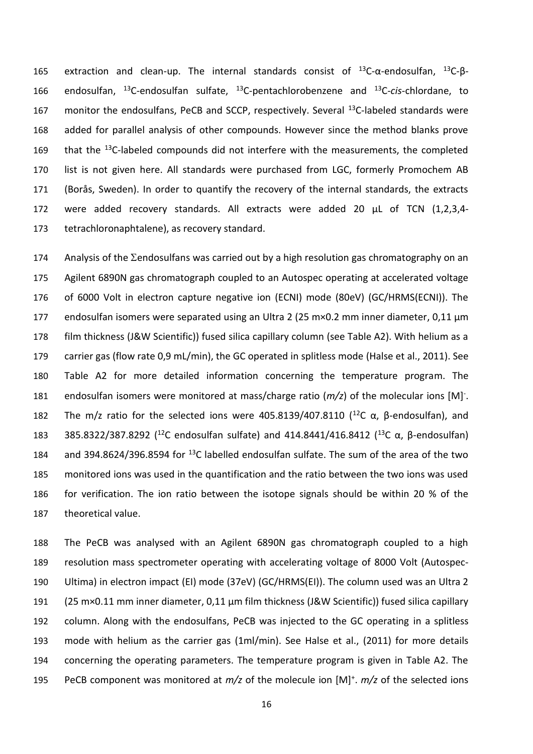extraction and clean-up. The internal standards consist of $^{13}$C-α-endosulfan, $^{13}$C-β-endosulfan, $^{13}$C-endosulfan sulfate, $^{13}$C-pentachlorobenzene and $^{13}$C-*cis*-chlordane, to monitor the endosulfans, PeCB and SCCP, respectively. Several $^{13}$C-labeled standards were added for parallel analysis of other compounds. However since the method blanks prove that the $^{13}$C-labeled compounds did not interfere with the measurements, the completed list is not given here. All standards were purchased from LGC, formerly Promochem AB (Borås, Sweden). In order to quantify the recovery of the internal standards, the extracts were added recovery standards. All extracts were added 20 µL of TCN (1,2,3,4-tetrachloronaphtalene), as recovery standard.

Analysis of the Σendosulfans was carried out by a high resolution gas chromatography on an Agilent 6890N gas chromatograph coupled to an Autospec operating at accelerated voltage of 6000 Volt in electron capture negative ion (ECNI) mode (80eV) (GC/HRMS(ECNI)). The endosulfan isomers were separated using an Ultra 2 (25 m×0.2 mm inner diameter, 0,11 µm film thickness (J&W Scientific)) fused silica capillary column (see Table A2). With helium as a carrier gas (flow rate 0,9 mL/min), the GC operated in splitless mode (Halse et al., 2011). See Table A2 for more detailed information concerning the temperature program. The endosulfan isomers were monitored at mass/charge ratio (*m/z*) of the molecular ions $[M]^-$. The m/z ratio for the selected ions were 405.8139/407.8110 ($^{12}$C α, β-endosulfan), and 385.8322/387.8292 ($^{12}$C endosulfan sulfate) and 414.8441/416.8412 ($^{13}$C α, β-endosulfan) and 394.8624/396.8594 for $^{13}$C labelled endosulfan sulfate. The sum of the area of the two monitored ions was used in the quantification and the ratio between the two ions was used for verification. The ion ratio between the isotope signals should be within 20 % of the theoretical value.

The PeCB was analysed with an Agilent 6890N gas chromatograph coupled to a high resolution mass spectrometer operating with accelerating voltage of 8000 Volt (Autospec-Ultima) in electron impact (EI) mode (37eV) (GC/HRMS(EI)). The column used was an Ultra 2 (25 m×0.11 mm inner diameter, 0,11 µm film thickness (J&W Scientific)) fused silica capillary column. Along with the endosulfans, PeCB was injected to the GC operating in a splitless mode with helium as the carrier gas (1ml/min). See Halse et al., (2011) for more details concerning the operating parameters. The temperature program is given in Table A2. The PeCB component was monitored at *m/z* of the molecule ion $[M]^+$. *m/z* of the selected ions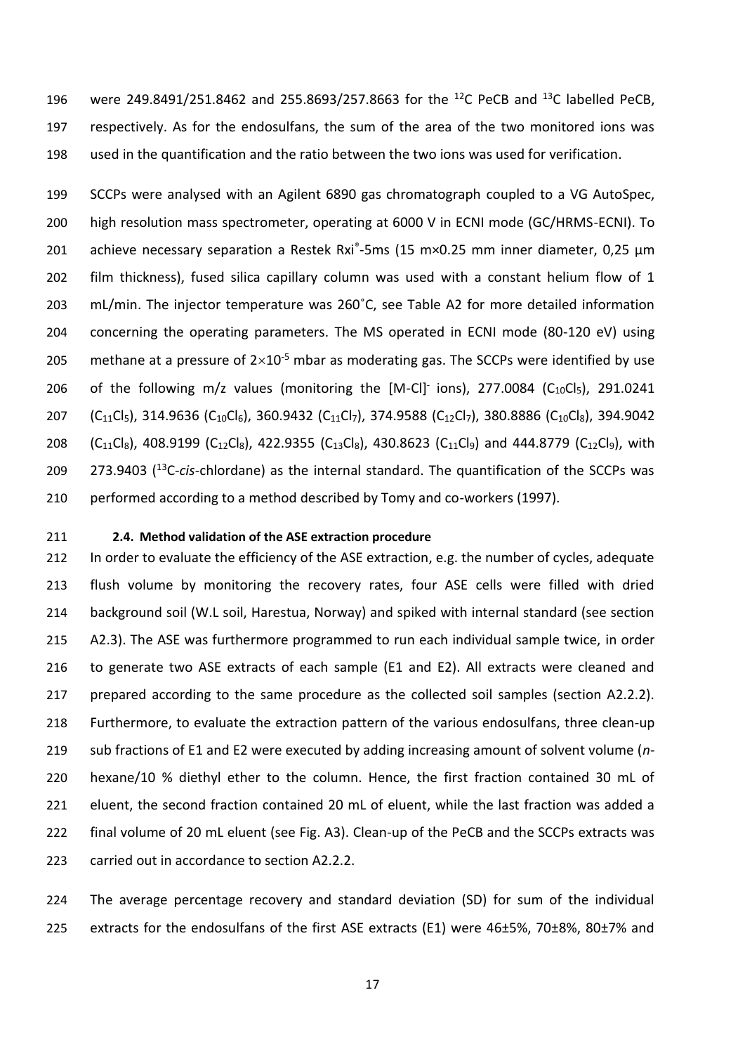were 249.8491/251.8462 and 255.8693/257.8663 for the $^{12}C$ PeCB and $^{13}C$ labelled PeCB, respectively. As for the endosulfans, the sum of the area of the two monitored ions was used in the quantification and the ratio between the two ions was used for verification.

SCCPs were analysed with an Agilent 6890 gas chromatograph coupled to a VG AutoSpec, high resolution mass spectrometer, operating at 6000 V in ECNI mode (GC/HRMS-ECNI). To achieve necessary separation a Restek Rxi®-5ms (15 m×0.25 mm inner diameter, 0,25 µm film thickness), fused silica capillary column was used with a constant helium flow of 1 mL/min. The injector temperature was 260˚C, see Table A2 for more detailed information concerning the operating parameters. The MS operated in ECNI mode (80-120 eV) using methane at a pressure of $2\times10^{-5}$ mbar as moderating gas. The SCCPs were identified by use of the following m/z values (monitoring the $[M\text{-}Cl]^-$ ions), 277.0084 ($C_{10}Cl_5$), 291.0241 ($C_{11}Cl_5$), 314.9636 ($C_{10}Cl_6$), 360.9432 ($C_{11}Cl_7$), 374.9588 ($C_{12}Cl_7$), 380.8886 ($C_{10}Cl_8$), 394.9042 ($C_{11}Cl_8$), 408.9199 ($C_{12}Cl_8$), 422.9355 ($C_{13}Cl_8$), 430.8623 ($C_{11}Cl_9$) and 444.8779 ($C_{12}Cl_9$), with 273.9403 ($^{13}C$-*cis*-chlordane) as the internal standard. The quantification of the SCCPs was performed according to a method described by Tomy and co-workers (1997).

### 2.4. Method validation of the ASE extraction procedure

In order to evaluate the efficiency of the ASE extraction, e.g. the number of cycles, adequate flush volume by monitoring the recovery rates, four ASE cells were filled with dried background soil (W.L soil, Harestua, Norway) and spiked with internal standard (see section A2.3). The ASE was furthermore programmed to run each individual sample twice, in order to generate two ASE extracts of each sample (E1 and E2). All extracts were cleaned and prepared according to the same procedure as the collected soil samples (section A2.2.2). Furthermore, to evaluate the extraction pattern of the various endosulfans, three clean-up sub fractions of E1 and E2 were executed by adding increasing amount of solvent volume (*n*-hexane/10 % diethyl ether to the column. Hence, the first fraction contained 30 mL of eluent, the second fraction contained 20 mL of eluent, while the last fraction was added a final volume of 20 mL eluent (see Fig. A3). Clean-up of the PeCB and the SCCPs extracts was carried out in accordance to section A2.2.2.

The average percentage recovery and standard deviation (SD) for sum of the individual extracts for the endosulfans of the first ASE extracts (E1) were 46±5%, 70±8%, 80±7% and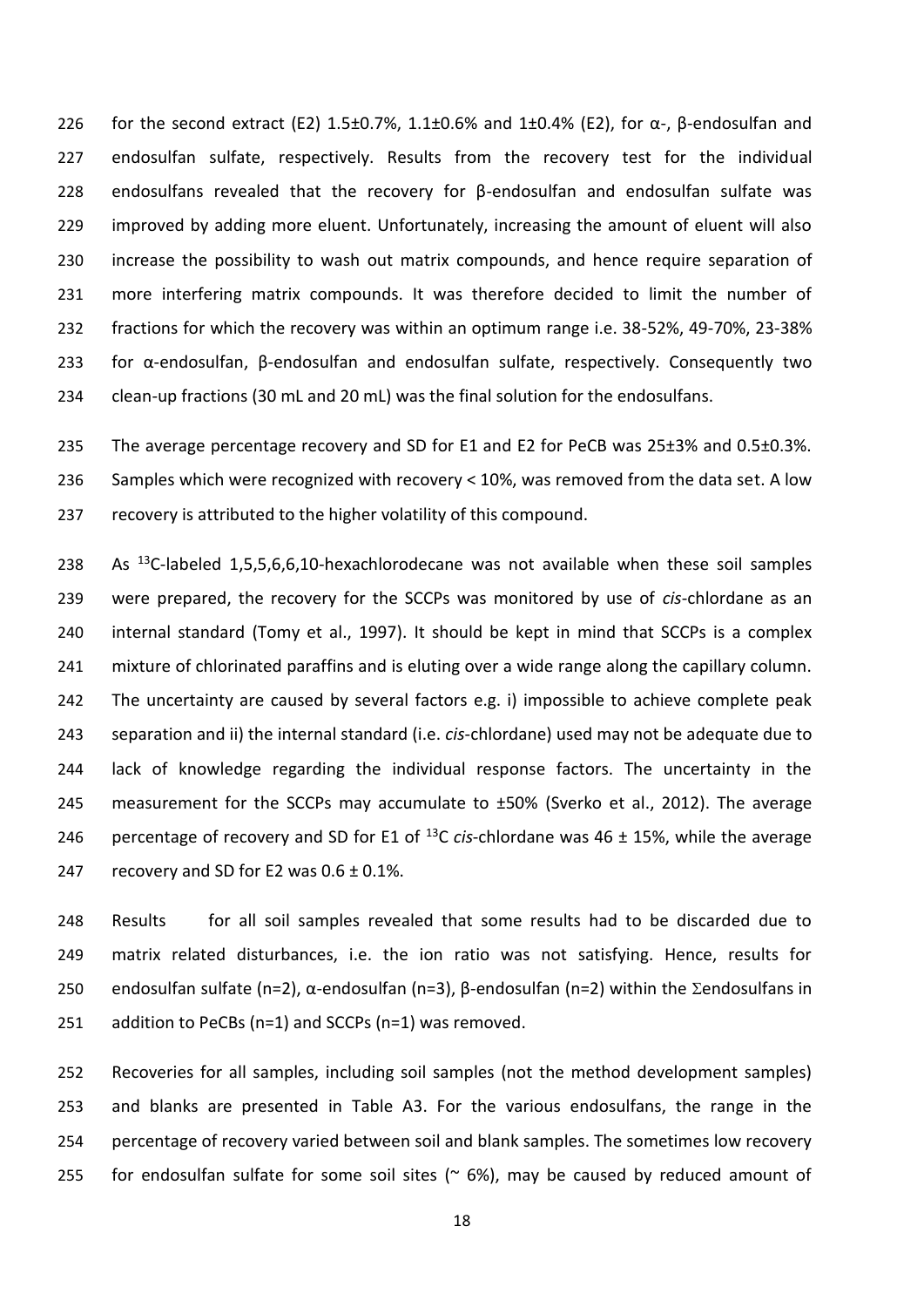for the second extract (E2) 1.5±0.7%, 1.1±0.6% and 1±0.4% (E2), for α-, β-endosulfan and endosulfan sulfate, respectively. Results from the recovery test for the individual endosulfans revealed that the recovery for β-endosulfan and endosulfan sulfate was improved by adding more eluent. Unfortunately, increasing the amount of eluent will also increase the possibility to wash out matrix compounds, and hence require separation of more interfering matrix compounds. It was therefore decided to limit the number of fractions for which the recovery was within an optimum range i.e. 38-52%, 49-70%, 23-38% for α-endosulfan, β-endosulfan and endosulfan sulfate, respectively. Consequently two clean-up fractions (30 mL and 20 mL) was the final solution for the endosulfans.

The average percentage recovery and SD for E1 and E2 for PeCB was 25±3% and 0.5±0.3%. Samples which were recognized with recovery < 10%, was removed from the data set. A low recovery is attributed to the higher volatility of this compound.

As $^{13}$C-labeled 1,5,5,6,6,10-hexachlorodecane was not available when these soil samples were prepared, the recovery for the SCCPs was monitored by use of *cis*-chlordane as an internal standard (Tomy et al., 1997). It should be kept in mind that SCCPs is a complex mixture of chlorinated paraffins and is eluting over a wide range along the capillary column. The uncertainty are caused by several factors e.g. i) impossible to achieve complete peak separation and ii) the internal standard (i.e. *cis*-chlordane) used may not be adequate due to lack of knowledge regarding the individual response factors. The uncertainty in the measurement for the SCCPs may accumulate to ±50% (Sverko et al., 2012). The average percentage of recovery and SD for E1 of $^{13}$C *cis*-chlordane was 46 ± 15%, while the average recovery and SD for E2 was 0.6 ± 0.1%.

Results for all soil samples revealed that some results had to be discarded due to matrix related disturbances, i.e. the ion ratio was not satisfying. Hence, results for endosulfan sulfate (n=2), α-endosulfan (n=3), β-endosulfan (n=2) within the Σendosulfans in addition to PeCBs (n=1) and SCCPs (n=1) was removed.

Recoveries for all samples, including soil samples (not the method development samples) and blanks are presented in Table A3. For the various endosulfans, the range in the percentage of recovery varied between soil and blank samples. The sometimes low recovery for endosulfan sulfate for some soil sites (~ 6%), may be caused by reduced amount of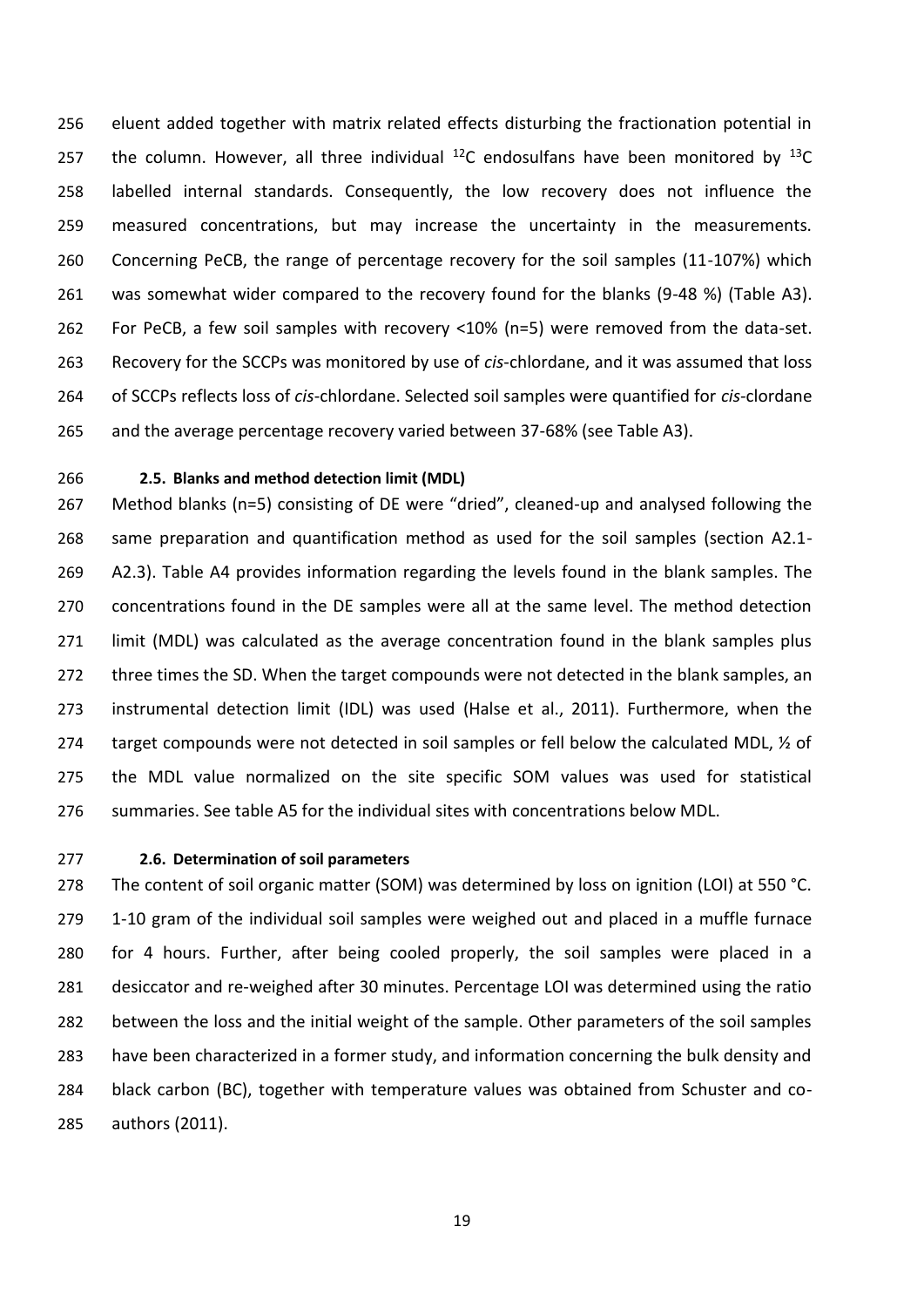eluent added together with matrix related effects disturbing the fractionation potential in the column. However, all three individual $^{12}C$ endosulfans have been monitored by $^{13}C$ labelled internal standards. Consequently, the low recovery does not influence the measured concentrations, but may increase the uncertainty in the measurements. Concerning PeCB, the range of percentage recovery for the soil samples (11-107%) which was somewhat wider compared to the recovery found for the blanks (9-48 %) (Table A3). For PeCB, a few soil samples with recovery <10% (n=5) were removed from the data-set. Recovery for the SCCPs was monitored by use of *cis*-chlordane, and it was assumed that loss of SCCPs reflects loss of *cis*-chlordane. Selected soil samples were quantified for *cis*-clordane and the average percentage recovery varied between 37-68% (see Table A3).

### 2.5. Blanks and method detection limit (MDL)

Method blanks (n=5) consisting of DE were "dried", cleaned-up and analysed following the same preparation and quantification method as used for the soil samples (section A2.1-A2.3). Table A4 provides information regarding the levels found in the blank samples. The concentrations found in the DE samples were all at the same level. The method detection limit (MDL) was calculated as the average concentration found in the blank samples plus three times the SD. When the target compounds were not detected in the blank samples, an instrumental detection limit (IDL) was used (Halse et al., 2011). Furthermore, when the target compounds were not detected in soil samples or fell below the calculated MDL, ½ of the MDL value normalized on the site specific SOM values was used for statistical summaries. See table A5 for the individual sites with concentrations below MDL.

### 2.6. Determination of soil parameters

The content of soil organic matter (SOM) was determined by loss on ignition (LOI) at 550 °C. 1-10 gram of the individual soil samples were weighed out and placed in a muffle furnace for 4 hours. Further, after being cooled properly, the soil samples were placed in a desiccator and re-weighed after 30 minutes. Percentage LOI was determined using the ratio between the loss and the initial weight of the sample. Other parameters of the soil samples have been characterized in a former study, and information concerning the bulk density and black carbon (BC), together with temperature values was obtained from Schuster and co-authors (2011).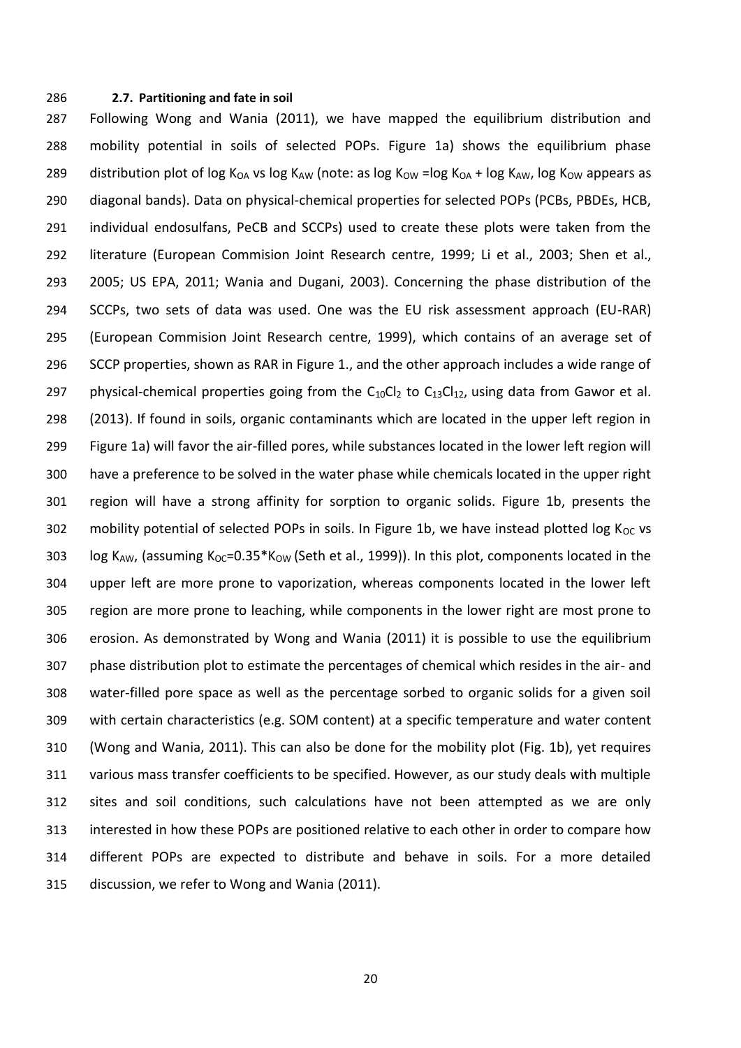### 2.7. Partitioning and fate in soil

Following Wong and Wania (2011), we have mapped the equilibrium distribution and mobility potential in soils of selected POPs. Figure 1a) shows the equilibrium phase distribution plot of log $K_{OA}$ vs log $K_{AW}$ (note: as log $K_{OW}$ =log $K_{OA}$ + log $K_{AW}$, log $K_{OW}$ appears as diagonal bands). Data on physical-chemical properties for selected POPs (PCBs, PBDEs, HCB, individual endosulfans, PeCB and SCCPs) used to create these plots were taken from the literature (European Commision Joint Research centre, 1999; Li et al., 2003; Shen et al., 2005; US EPA, 2011; Wania and Dugani, 2003). Concerning the phase distribution of the SCCPs, two sets of data was used. One was the EU risk assessment approach (EU-RAR) (European Commision Joint Research centre, 1999), which contains of an average set of SCCP properties, shown as RAR in Figure 1., and the other approach includes a wide range of physical-chemical properties going from the $C_{10}Cl_2$ to $C_{13}Cl_{12}$, using data from Gawor et al. (2013). If found in soils, organic contaminants which are located in the upper left region in Figure 1a) will favor the air-filled pores, while substances located in the lower left region will have a preference to be solved in the water phase while chemicals located in the upper right region will have a strong affinity for sorption to organic solids. Figure 1b, presents the mobility potential of selected POPs in soils. In Figure 1b, we have instead plotted log $K_{OC}$ vs log $K_{AW}$, (assuming $K_{OC}$=0.35*$K_{OW}$ (Seth et al., 1999)). In this plot, components located in the upper left are more prone to vaporization, whereas components located in the lower left region are more prone to leaching, while components in the lower right are most prone to erosion. As demonstrated by Wong and Wania (2011) it is possible to use the equilibrium phase distribution plot to estimate the percentages of chemical which resides in the air- and water-filled pore space as well as the percentage sorbed to organic solids for a given soil with certain characteristics (e.g. SOM content) at a specific temperature and water content (Wong and Wania, 2011). This can also be done for the mobility plot (Fig. 1b), yet requires various mass transfer coefficients to be specified. However, as our study deals with multiple sites and soil conditions, such calculations have not been attempted as we are only interested in how these POPs are positioned relative to each other in order to compare how different POPs are expected to distribute and behave in soils. For a more detailed discussion, we refer to Wong and Wania (2011).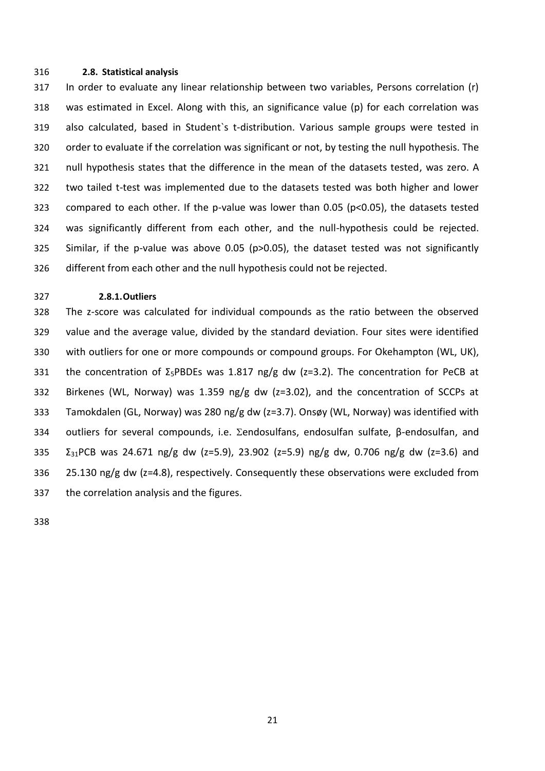### 2.8. Statistical analysis

In order to evaluate any linear relationship between two variables, Persons correlation (r) was estimated in Excel. Along with this, an significance value (p) for each correlation was also calculated, based in Student`s t-distribution. Various sample groups were tested in order to evaluate if the correlation was significant or not, by testing the null hypothesis. The null hypothesis states that the difference in the mean of the datasets tested, was zero. A two tailed t-test was implemented due to the datasets tested was both higher and lower compared to each other. If the p-value was lower than 0.05 ($p<0.05$), the datasets tested was significantly different from each other, and the null-hypothesis could be rejected. Similar, if the p-value was above 0.05 ($p>0.05$), the dataset tested was not significantly different from each other and the null hypothesis could not be rejected.

#### 2.8.1. Outliers

The z-score was calculated for individual compounds as the ratio between the observed value and the average value, divided by the standard deviation. Four sites were identified with outliers for one or more compounds or compound groups. For Okehampton (WL, UK), the concentration of $\Sigma_5$PBDEs was 1.817 ng/g dw (z=3.2). The concentration for PeCB at Birkenes (WL, Norway) was 1.359 ng/g dw (z=3.02), and the concentration of SCCPs at Tamokdalen (GL, Norway) was 280 ng/g dw (z=3.7). Onsøy (WL, Norway) was identified with outliers for several compounds, i.e. $\Sigma$endosulfans, endosulfan sulfate, β-endosulfan, and $\Sigma_{31}$PCB was 24.671 ng/g dw (z=5.9), 23.902 (z=5.9) ng/g dw, 0.706 ng/g dw (z=3.6) and 25.130 ng/g dw (z=4.8), respectively. Consequently these observations were excluded from the correlation analysis and the figures.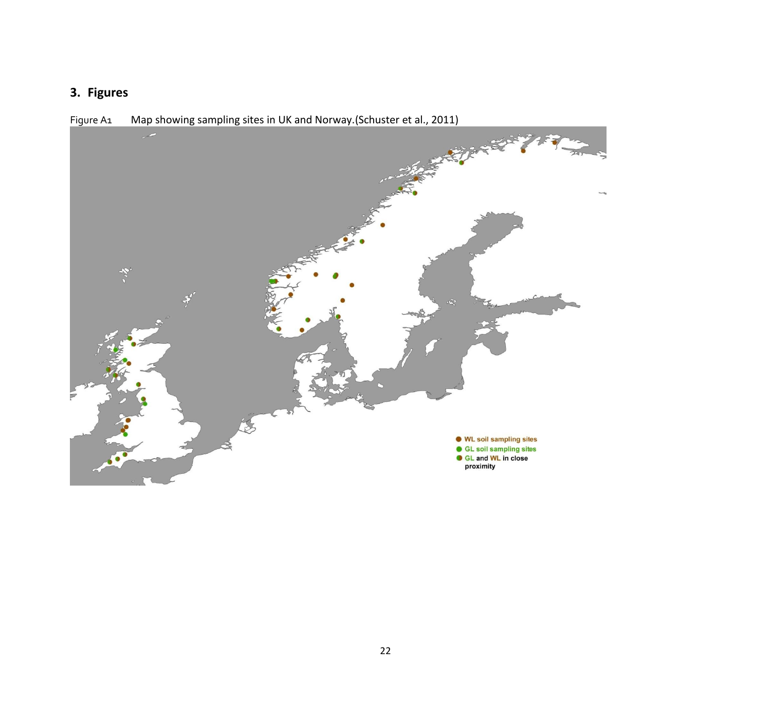## 3. Figures

Figure A1 Map showing sampling sites in UK and Norway.(Schuster et al., 2011)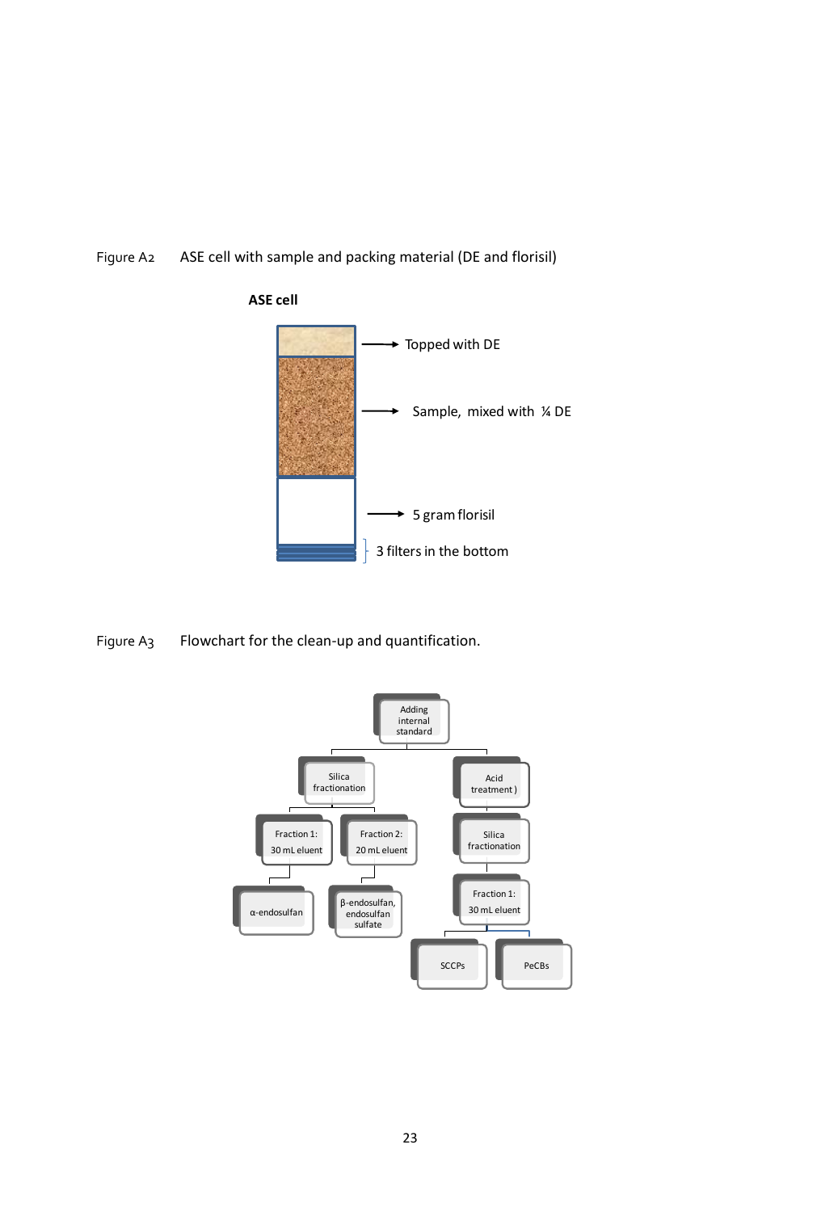Figure A2 ASE cell with sample and packing material (DE and florisil)

**ASE cell**

- Topped with DE
- Sample, mixed with ¼ DE
- 5 gram florisil
- 3 filters in the bottom

Figure A3 Flowchart for the clean-up and quantification.

- Adding internal standard
  - Silica fractionation
    - Fraction 1: 30 mL eluent
      - α-endosulfan
    - Fraction 2: 20 mL eluent
      - β-endosulfan, endosulfan sulfate
  - Acid treatment )
    - Silica fractionation
      - Fraction 1: 30 mL eluent
        - SCCPs
        - PeCBs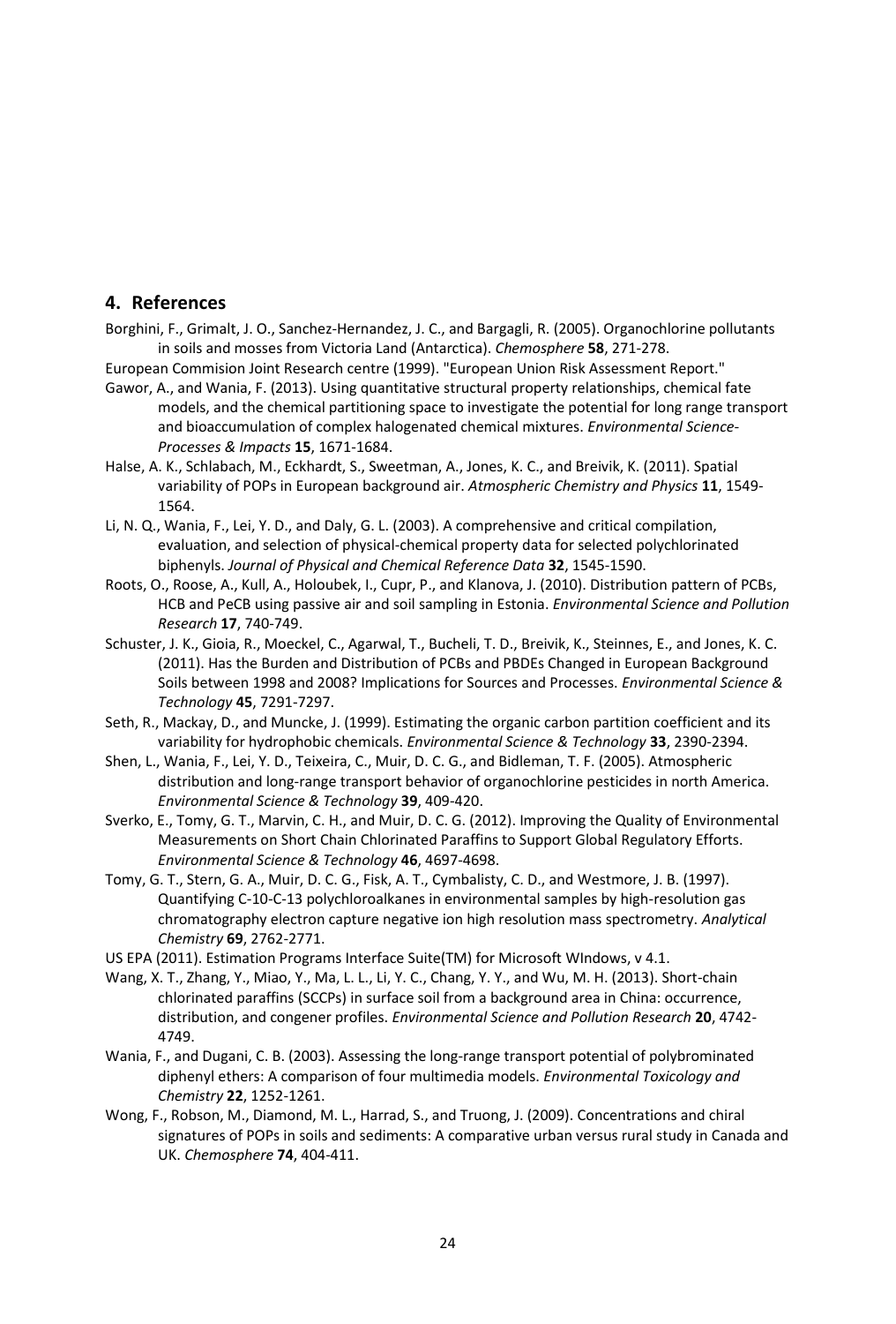## 4. References

Borghini, F., Grimalt, J. O., Sanchez-Hernandez, J. C., and Bargagli, R. (2005). Organochlorine pollutants in soils and mosses from Victoria Land (Antarctica). *Chemosphere* **58**, 271-278.

European Commision Joint Research centre (1999). "European Union Risk Assessment Report."

Gawor, A., and Wania, F. (2013). Using quantitative structural property relationships, chemical fate models, and the chemical partitioning space to investigate the potential for long range transport and bioaccumulation of complex halogenated chemical mixtures. *Environmental Science-Processes & Impacts* **15**, 1671-1684.

Halse, A. K., Schlabach, M., Eckhardt, S., Sweetman, A., Jones, K. C., and Breivik, K. (2011). Spatial variability of POPs in European background air. *Atmospheric Chemistry and Physics* **11**, 1549-1564.

Li, N. Q., Wania, F., Lei, Y. D., and Daly, G. L. (2003). A comprehensive and critical compilation, evaluation, and selection of physical-chemical property data for selected polychlorinated biphenyls. *Journal of Physical and Chemical Reference Data* **32**, 1545-1590.

Roots, O., Roose, A., Kull, A., Holoubek, I., Cupr, P., and Klanova, J. (2010). Distribution pattern of PCBs, HCB and PeCB using passive air and soil sampling in Estonia. *Environmental Science and Pollution Research* **17**, 740-749.

Schuster, J. K., Gioia, R., Moeckel, C., Agarwal, T., Bucheli, T. D., Breivik, K., Steinnes, E., and Jones, K. C. (2011). Has the Burden and Distribution of PCBs and PBDEs Changed in European Background Soils between 1998 and 2008? Implications for Sources and Processes. *Environmental Science & Technology* **45**, 7291-7297.

Seth, R., Mackay, D., and Muncke, J. (1999). Estimating the organic carbon partition coefficient and its variability for hydrophobic chemicals. *Environmental Science & Technology* **33**, 2390-2394.

Shen, L., Wania, F., Lei, Y. D., Teixeira, C., Muir, D. C. G., and Bidleman, T. F. (2005). Atmospheric distribution and long-range transport behavior of organochlorine pesticides in north America. *Environmental Science & Technology* **39**, 409-420.

Sverko, E., Tomy, G. T., Marvin, C. H., and Muir, D. C. G. (2012). Improving the Quality of Environmental Measurements on Short Chain Chlorinated Paraffins to Support Global Regulatory Efforts. *Environmental Science & Technology* **46**, 4697-4698.

Tomy, G. T., Stern, G. A., Muir, D. C. G., Fisk, A. T., Cymbalisty, C. D., and Westmore, J. B. (1997). Quantifying C-10-C-13 polychloroalkanes in environmental samples by high-resolution gas chromatography electron capture negative ion high resolution mass spectrometry. *Analytical Chemistry* **69**, 2762-2771.

US EPA (2011). Estimation Programs Interface Suite(TM) for Microsoft WIndows, v 4.1.

Wang, X. T., Zhang, Y., Miao, Y., Ma, L. L., Li, Y. C., Chang, Y. Y., and Wu, M. H. (2013). Short-chain chlorinated paraffins (SCCPs) in surface soil from a background area in China: occurrence, distribution, and congener profiles. *Environmental Science and Pollution Research* **20**, 4742-4749.

Wania, F., and Dugani, C. B. (2003). Assessing the long-range transport potential of polybrominated diphenyl ethers: A comparison of four multimedia models. *Environmental Toxicology and Chemistry* **22**, 1252-1261.

Wong, F., Robson, M., Diamond, M. L., Harrad, S., and Truong, J. (2009). Concentrations and chiral signatures of POPs in soils and sediments: A comparative urban versus rural study in Canada and UK. *Chemosphere* **74**, 404-411.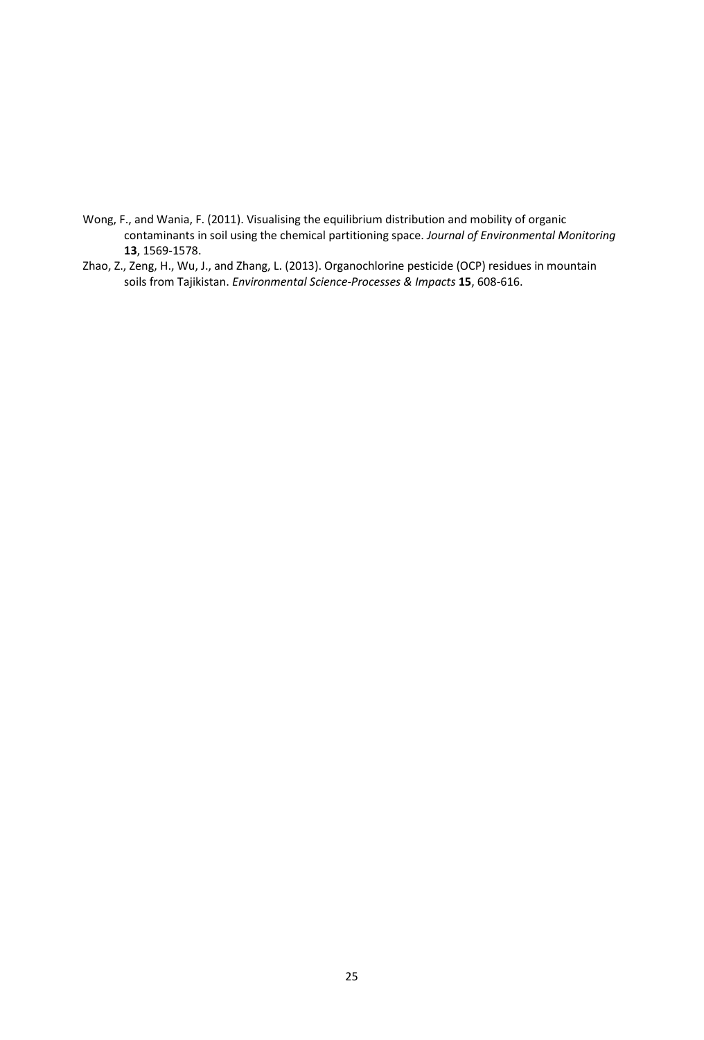Wong, F., and Wania, F. (2011). Visualising the equilibrium distribution and mobility of organic contaminants in soil using the chemical partitioning space. *Journal of Environmental Monitoring* **13**, 1569-1578.

Zhao, Z., Zeng, H., Wu, J., and Zhang, L. (2013). Organochlorine pesticide (OCP) residues in mountain soils from Tajikistan. *Environmental Science-Processes & Impacts* **15**, 608-616.